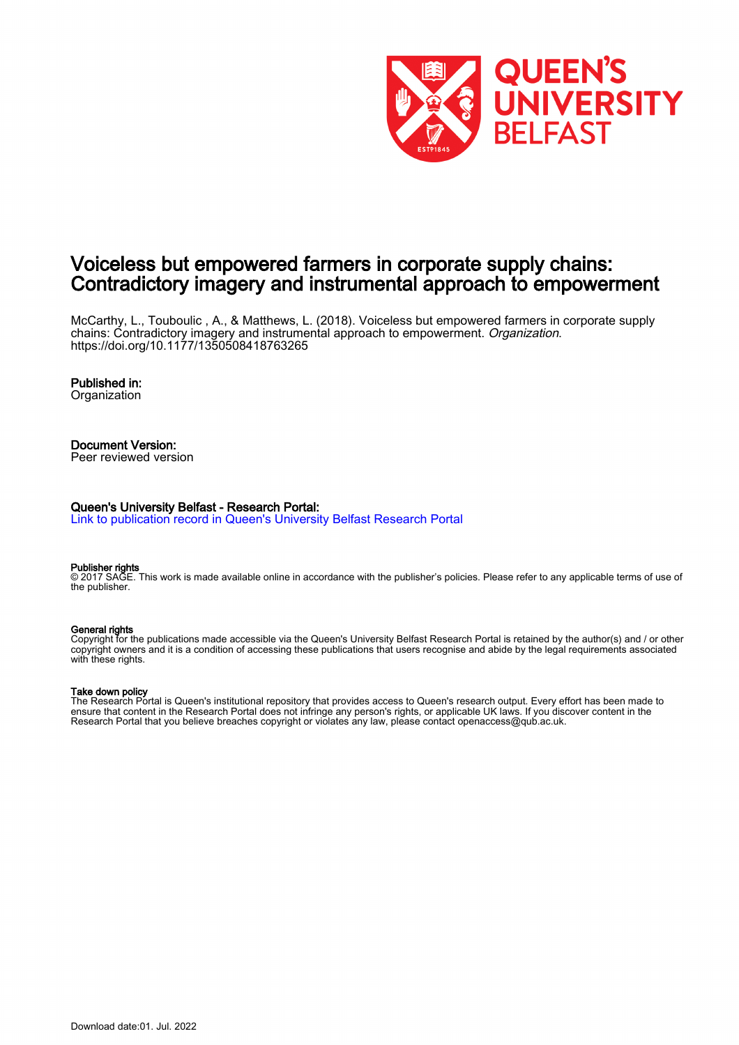# Voiceless but empowered farmers in corporate supply chains: Contradictory imagery and instrumental approach to empowerment

McCarthy, L., Touboulic , A., & Matthews, L. (2018). Voiceless but empowered farmers in corporate supply chains: Contradictory imagery and instrumental approach to empowerment. *Organization*. https://doi.org/10.1177/1350508418763265

**Published in:**
Organization

**Document Version:**
Peer reviewed version

**Queen's University Belfast - Research Portal:**
Link to publication record in Queen's University Belfast Research Portal

**Publisher rights**
© 2017 SAGE. This work is made available online in accordance with the publisher's policies. Please refer to any applicable terms of use of the publisher.

**General rights**
Copyright for the publications made accessible via the Queen's University Belfast Research Portal is retained by the author(s) and / or other copyright owners and it is a condition of accessing these publications that users recognise and abide by the legal requirements associated with these rights.

**Take down policy**
The Research Portal is Queen's institutional repository that provides access to Queen's research output. Every effort has been made to ensure that content in the Research Portal does not infringe any person's rights, or applicable UK laws. If you discover content in the Research Portal that you believe breaches copyright or violates any law, please contact openaccess@qub.ac.uk.

Download date:01. Jul. 2022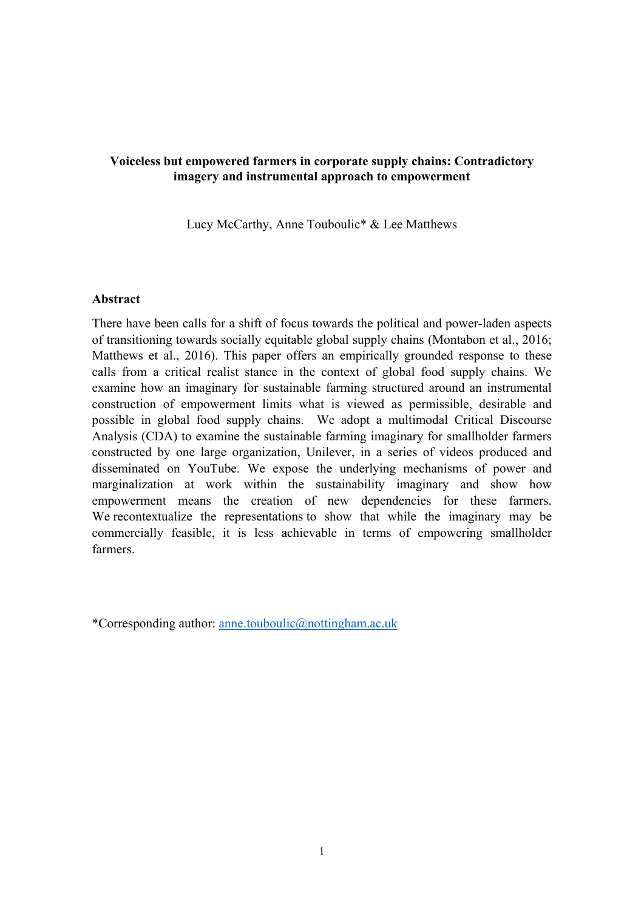**Voiceless but empowered farmers in corporate supply chains: Contradictory imagery and instrumental approach to empowerment**

Lucy McCarthy, Anne Touboulic* & Lee Matthews

## Abstract

There have been calls for a shift of focus towards the political and power-laden aspects of transitioning towards socially equitable global supply chains (Montabon et al., 2016; Matthews et al., 2016). This paper offers an empirically grounded response to these calls from a critical realist stance in the context of global food supply chains. We examine how an imaginary for sustainable farming structured around an instrumental construction of empowerment limits what is viewed as permissible, desirable and possible in global food supply chains. We adopt a multimodal Critical Discourse Analysis (CDA) to examine the sustainable farming imaginary for smallholder farmers constructed by one large organization, Unilever, in a series of videos produced and disseminated on YouTube. We expose the underlying mechanisms of power and marginalization at work within the sustainability imaginary and show how empowerment means the creation of new dependencies for these farmers. We recontextualize the representations to show that while the imaginary may be commercially feasible, it is less achievable in terms of empowering smallholder farmers.

*Corresponding author: anne.touboulic@nottingham.ac.uk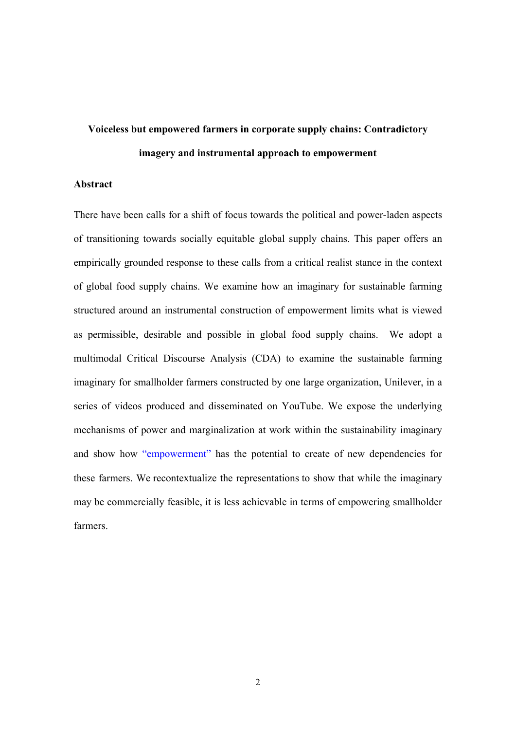# Voiceless but empowered farmers in corporate supply chains: Contradictory imagery and instrumental approach to empowerment

## Abstract

There have been calls for a shift of focus towards the political and power-laden aspects of transitioning towards socially equitable global supply chains. This paper offers an empirically grounded response to these calls from a critical realist stance in the context of global food supply chains. We examine how an imaginary for sustainable farming structured around an instrumental construction of empowerment limits what is viewed as permissible, desirable and possible in global food supply chains. We adopt a multimodal Critical Discourse Analysis (CDA) to examine the sustainable farming imaginary for smallholder farmers constructed by one large organization, Unilever, in a series of videos produced and disseminated on YouTube. We expose the underlying mechanisms of power and marginalization at work within the sustainability imaginary and show how "empowerment" has the potential to create of new dependencies for these farmers. We recontextualize the representations to show that while the imaginary may be commercially feasible, it is less achievable in terms of empowering smallholder farmers.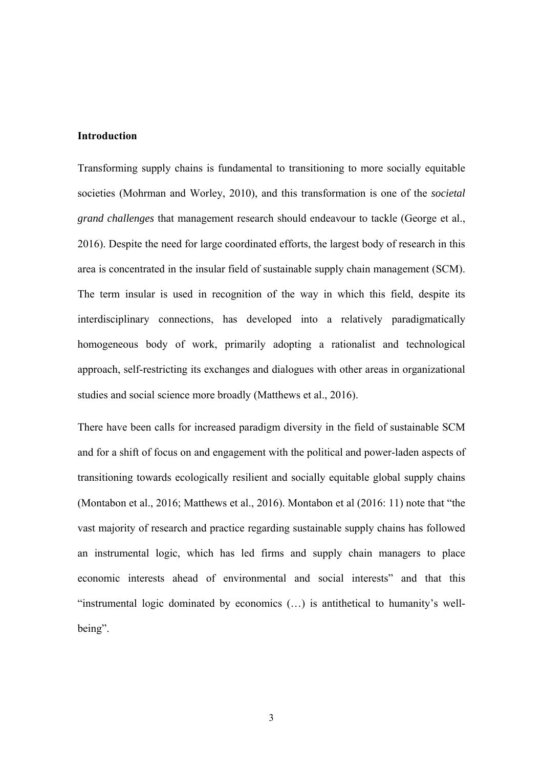## Introduction

Transforming supply chains is fundamental to transitioning to more socially equitable societies (Mohrman and Worley, 2010), and this transformation is one of the *societal grand challenges* that management research should endeavour to tackle (George et al., 2016). Despite the need for large coordinated efforts, the largest body of research in this area is concentrated in the insular field of sustainable supply chain management (SCM). The term insular is used in recognition of the way in which this field, despite its interdisciplinary connections, has developed into a relatively paradigmatically homogeneous body of work, primarily adopting a rationalist and technological approach, self-restricting its exchanges and dialogues with other areas in organizational studies and social science more broadly (Matthews et al., 2016).

There have been calls for increased paradigm diversity in the field of sustainable SCM and for a shift of focus on and engagement with the political and power-laden aspects of transitioning towards ecologically resilient and socially equitable global supply chains (Montabon et al., 2016; Matthews et al., 2016). Montabon et al (2016: 11) note that "the vast majority of research and practice regarding sustainable supply chains has followed an instrumental logic, which has led firms and supply chain managers to place economic interests ahead of environmental and social interests" and that this "instrumental logic dominated by economics (…) is antithetical to humanity's well-being".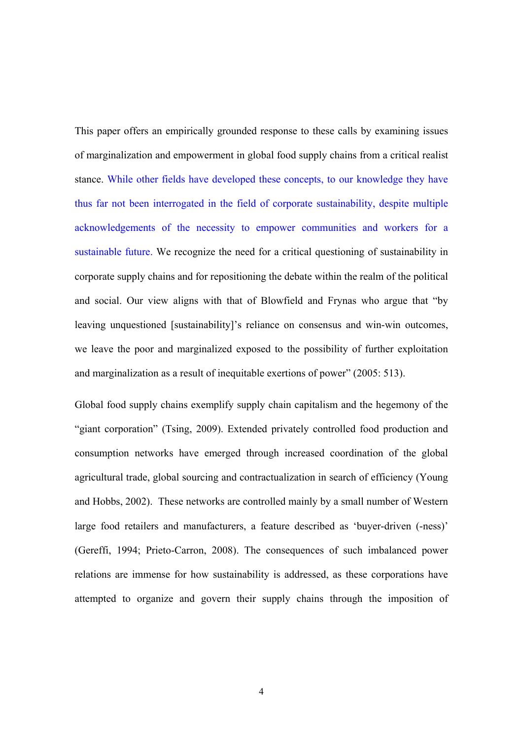This paper offers an empirically grounded response to these calls by examining issues of marginalization and empowerment in global food supply chains from a critical realist stance. While other fields have developed these concepts, to our knowledge they have thus far not been interrogated in the field of corporate sustainability, despite multiple acknowledgements of the necessity to empower communities and workers for a sustainable future. We recognize the need for a critical questioning of sustainability in corporate supply chains and for repositioning the debate within the realm of the political and social. Our view aligns with that of Blowfield and Frynas who argue that "by leaving unquestioned [sustainability]'s reliance on consensus and win-win outcomes, we leave the poor and marginalized exposed to the possibility of further exploitation and marginalization as a result of inequitable exertions of power" (2005: 513).

Global food supply chains exemplify supply chain capitalism and the hegemony of the "giant corporation" (Tsing, 2009). Extended privately controlled food production and consumption networks have emerged through increased coordination of the global agricultural trade, global sourcing and contractualization in search of efficiency (Young and Hobbs, 2002). These networks are controlled mainly by a small number of Western large food retailers and manufacturers, a feature described as 'buyer-driven (-ness)' (Gereffi, 1994; Prieto-Carron, 2008). The consequences of such imbalanced power relations are immense for how sustainability is addressed, as these corporations have attempted to organize and govern their supply chains through the imposition of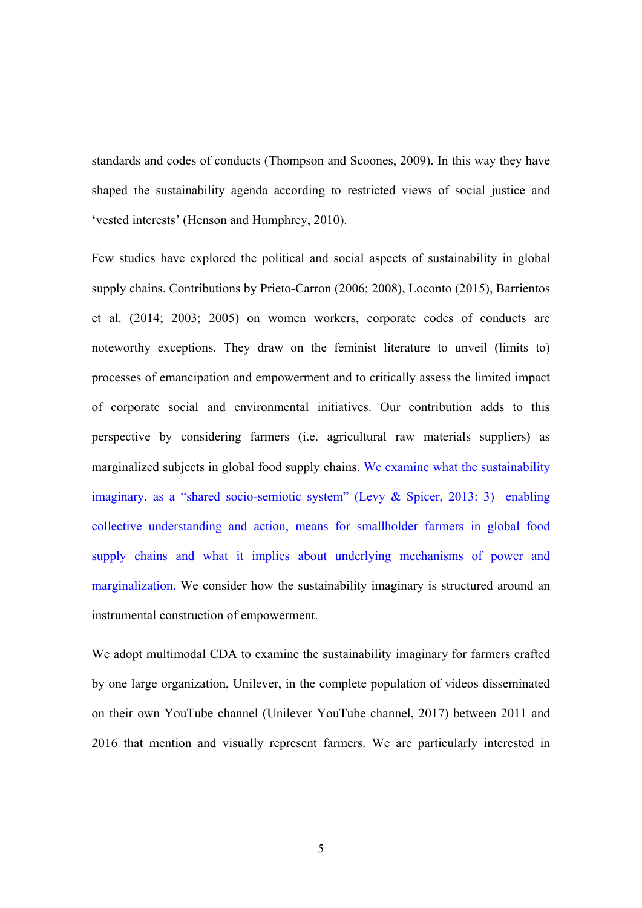standards and codes of conducts (Thompson and Scoones, 2009). In this way they have shaped the sustainability agenda according to restricted views of social justice and 'vested interests' (Henson and Humphrey, 2010).

Few studies have explored the political and social aspects of sustainability in global supply chains. Contributions by Prieto-Carron (2006; 2008), Loconto (2015), Barrientos et al. (2014; 2003; 2005) on women workers, corporate codes of conducts are noteworthy exceptions. They draw on the feminist literature to unveil (limits to) processes of emancipation and empowerment and to critically assess the limited impact of corporate social and environmental initiatives. Our contribution adds to this perspective by considering farmers (i.e. agricultural raw materials suppliers) as marginalized subjects in global food supply chains. We examine what the sustainability imaginary, as a "shared socio-semiotic system" (Levy & Spicer, 2013: 3) enabling collective understanding and action, means for smallholder farmers in global food supply chains and what it implies about underlying mechanisms of power and marginalization. We consider how the sustainability imaginary is structured around an instrumental construction of empowerment.

We adopt multimodal CDA to examine the sustainability imaginary for farmers crafted by one large organization, Unilever, in the complete population of videos disseminated on their own YouTube channel (Unilever YouTube channel, 2017) between 2011 and 2016 that mention and visually represent farmers. We are particularly interested in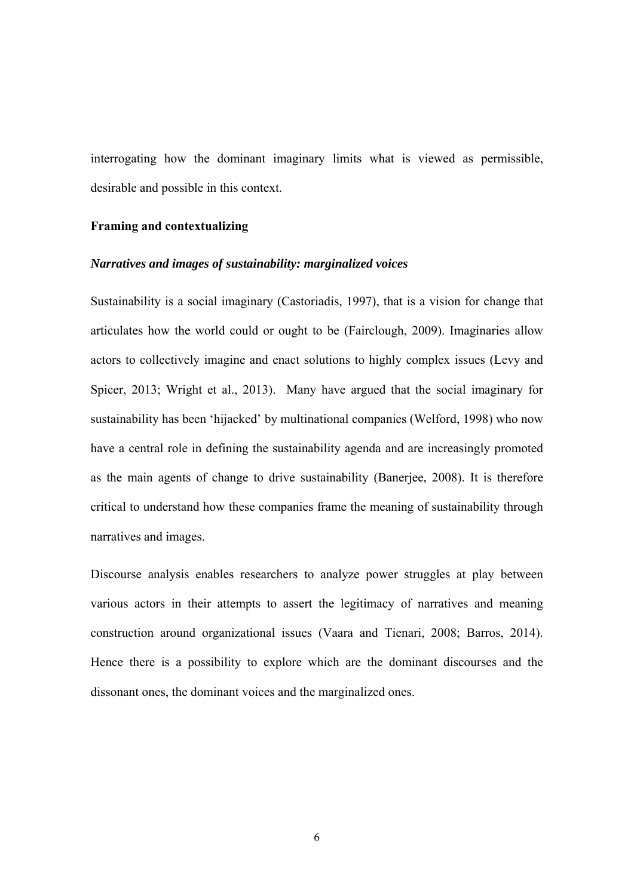interrogating how the dominant imaginary limits what is viewed as permissible, desirable and possible in this context.

## Framing and contextualizing

### *Narratives and images of sustainability: marginalized voices*

Sustainability is a social imaginary (Castoriadis, 1997), that is a vision for change that articulates how the world could or ought to be (Fairclough, 2009). Imaginaries allow actors to collectively imagine and enact solutions to highly complex issues (Levy and Spicer, 2013; Wright et al., 2013). Many have argued that the social imaginary for sustainability has been 'hijacked' by multinational companies (Welford, 1998) who now have a central role in defining the sustainability agenda and are increasingly promoted as the main agents of change to drive sustainability (Banerjee, 2008). It is therefore critical to understand how these companies frame the meaning of sustainability through narratives and images.

Discourse analysis enables researchers to analyze power struggles at play between various actors in their attempts to assert the legitimacy of narratives and meaning construction around organizational issues (Vaara and Tienari, 2008; Barros, 2014). Hence there is a possibility to explore which are the dominant discourses and the dissonant ones, the dominant voices and the marginalized ones.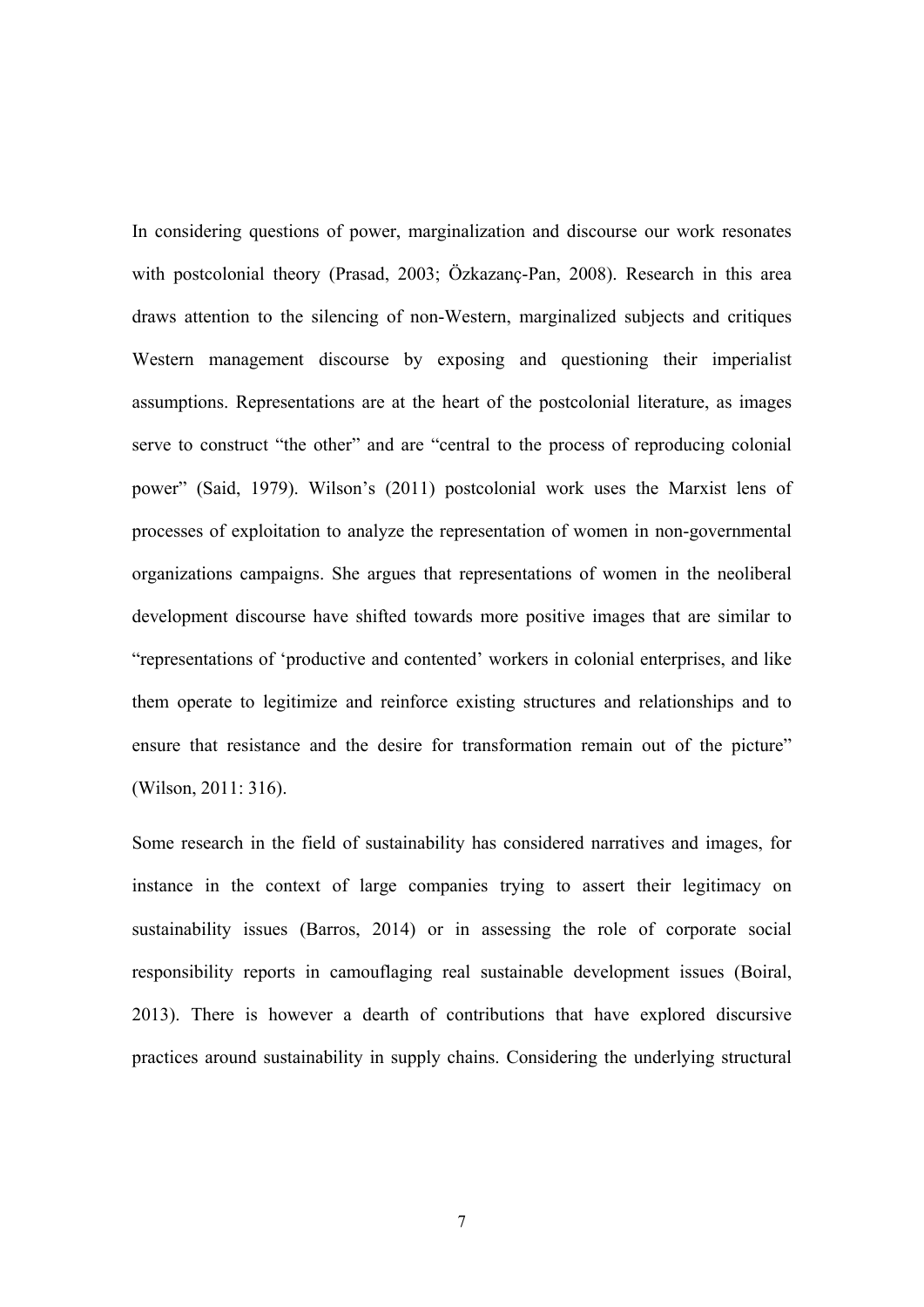In considering questions of power, marginalization and discourse our work resonates with postcolonial theory (Prasad, 2003; Özkazanç-Pan, 2008). Research in this area draws attention to the silencing of non-Western, marginalized subjects and critiques Western management discourse by exposing and questioning their imperialist assumptions. Representations are at the heart of the postcolonial literature, as images serve to construct "the other" and are "central to the process of reproducing colonial power" (Said, 1979). Wilson's (2011) postcolonial work uses the Marxist lens of processes of exploitation to analyze the representation of women in non-governmental organizations campaigns. She argues that representations of women in the neoliberal development discourse have shifted towards more positive images that are similar to "representations of 'productive and contented' workers in colonial enterprises, and like them operate to legitimize and reinforce existing structures and relationships and to ensure that resistance and the desire for transformation remain out of the picture" (Wilson, 2011: 316).

Some research in the field of sustainability has considered narratives and images, for instance in the context of large companies trying to assert their legitimacy on sustainability issues (Barros, 2014) or in assessing the role of corporate social responsibility reports in camouflaging real sustainable development issues (Boiral, 2013). There is however a dearth of contributions that have explored discursive practices around sustainability in supply chains. Considering the underlying structural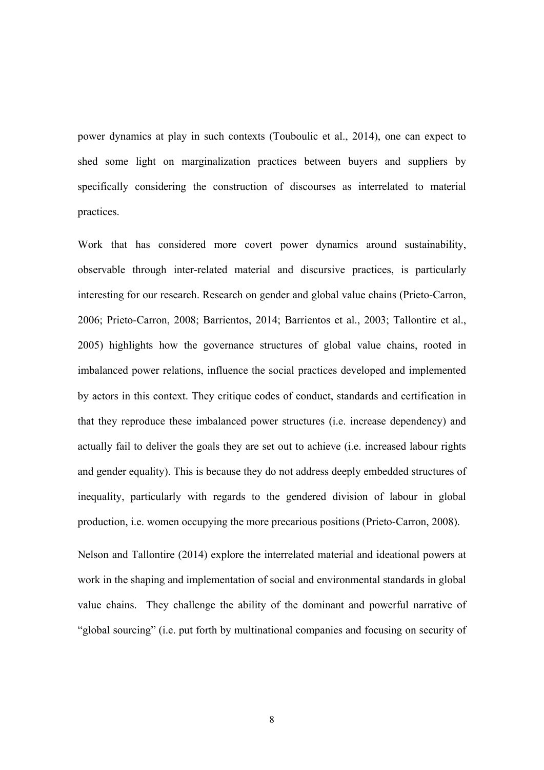power dynamics at play in such contexts (Touboulic et al., 2014), one can expect to shed some light on marginalization practices between buyers and suppliers by specifically considering the construction of discourses as interrelated to material practices.

Work that has considered more covert power dynamics around sustainability, observable through inter-related material and discursive practices, is particularly interesting for our research. Research on gender and global value chains (Prieto-Carron, 2006; Prieto-Carron, 2008; Barrientos, 2014; Barrientos et al., 2003; Tallontire et al., 2005) highlights how the governance structures of global value chains, rooted in imbalanced power relations, influence the social practices developed and implemented by actors in this context. They critique codes of conduct, standards and certification in that they reproduce these imbalanced power structures (i.e. increase dependency) and actually fail to deliver the goals they are set out to achieve (i.e. increased labour rights and gender equality). This is because they do not address deeply embedded structures of inequality, particularly with regards to the gendered division of labour in global production, i.e. women occupying the more precarious positions (Prieto-Carron, 2008).

Nelson and Tallontire (2014) explore the interrelated material and ideational powers at work in the shaping and implementation of social and environmental standards in global value chains. They challenge the ability of the dominant and powerful narrative of "global sourcing" (i.e. put forth by multinational companies and focusing on security of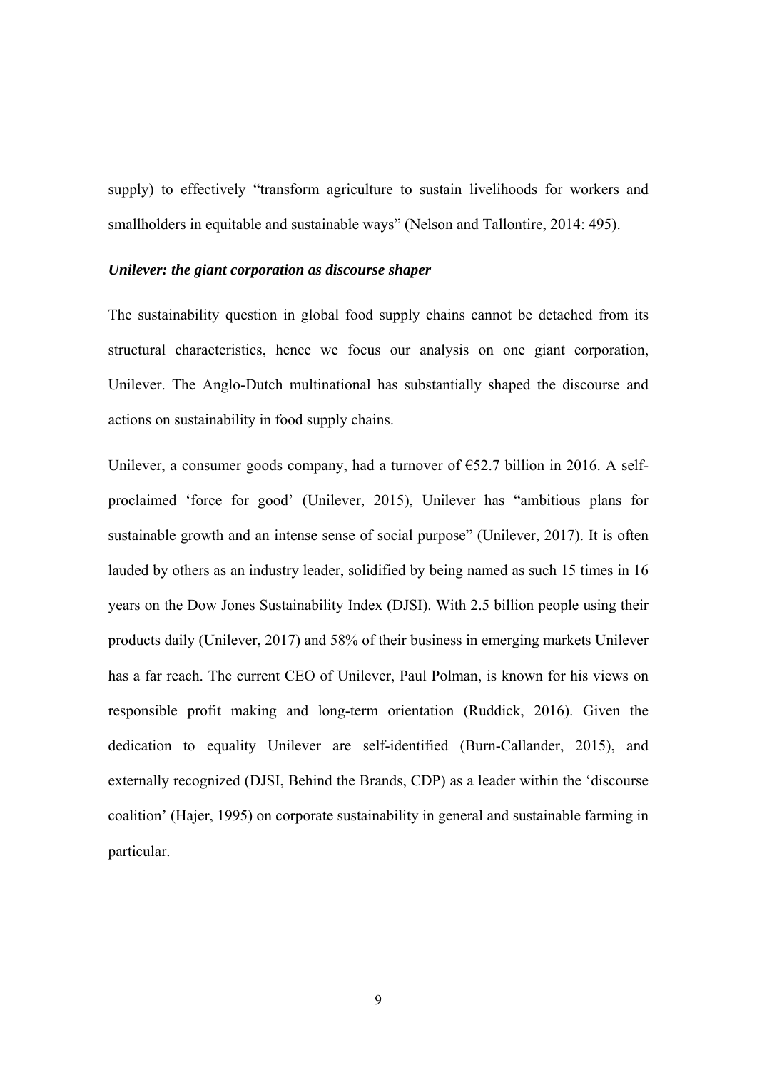supply) to effectively "transform agriculture to sustain livelihoods for workers and smallholders in equitable and sustainable ways" (Nelson and Tallontire, 2014: 495).

***Unilever: the giant corporation as discourse shaper***

The sustainability question in global food supply chains cannot be detached from its structural characteristics, hence we focus our analysis on one giant corporation, Unilever. The Anglo-Dutch multinational has substantially shaped the discourse and actions on sustainability in food supply chains.

Unilever, a consumer goods company, had a turnover of €52.7 billion in 2016. A self-proclaimed 'force for good' (Unilever, 2015), Unilever has "ambitious plans for sustainable growth and an intense sense of social purpose" (Unilever, 2017). It is often lauded by others as an industry leader, solidified by being named as such 15 times in 16 years on the Dow Jones Sustainability Index (DJSI). With 2.5 billion people using their products daily (Unilever, 2017) and 58% of their business in emerging markets Unilever has a far reach. The current CEO of Unilever, Paul Polman, is known for his views on responsible profit making and long-term orientation (Ruddick, 2016). Given the dedication to equality Unilever are self-identified (Burn-Callander, 2015), and externally recognized (DJSI, Behind the Brands, CDP) as a leader within the 'discourse coalition' (Hajer, 1995) on corporate sustainability in general and sustainable farming in particular.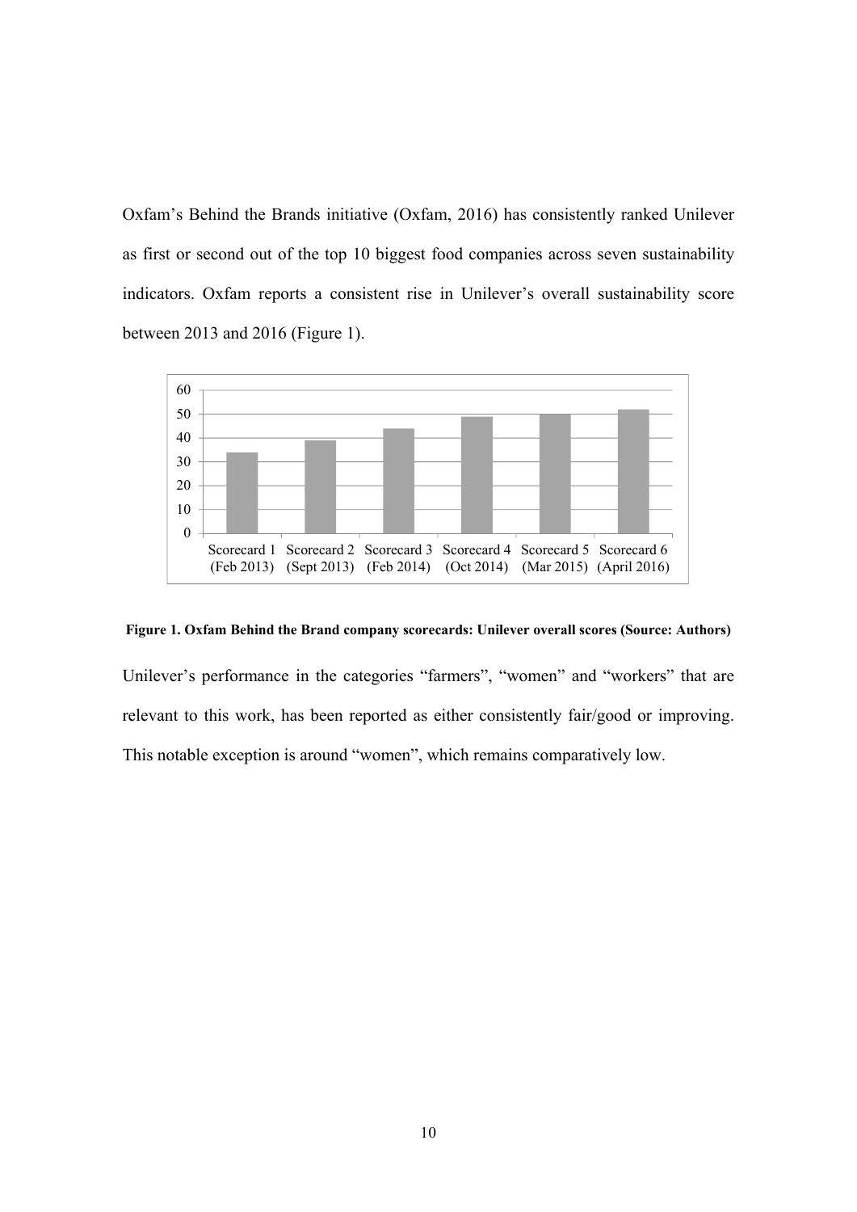Oxfam's Behind the Brands initiative (Oxfam, 2016) has consistently ranked Unilever as first or second out of the top 10 biggest food companies across seven sustainability indicators. Oxfam reports a consistent rise in Unilever's overall sustainability score between 2013 and 2016 (Figure 1).

**Figure 1. Oxfam Behind the Brand company scorecards: Unilever overall scores (Source: Authors)**

Unilever's performance in the categories "farmers", "women" and "workers" that are relevant to this work, has been reported as either consistently fair/good or improving. This notable exception is around "women", which remains comparatively low.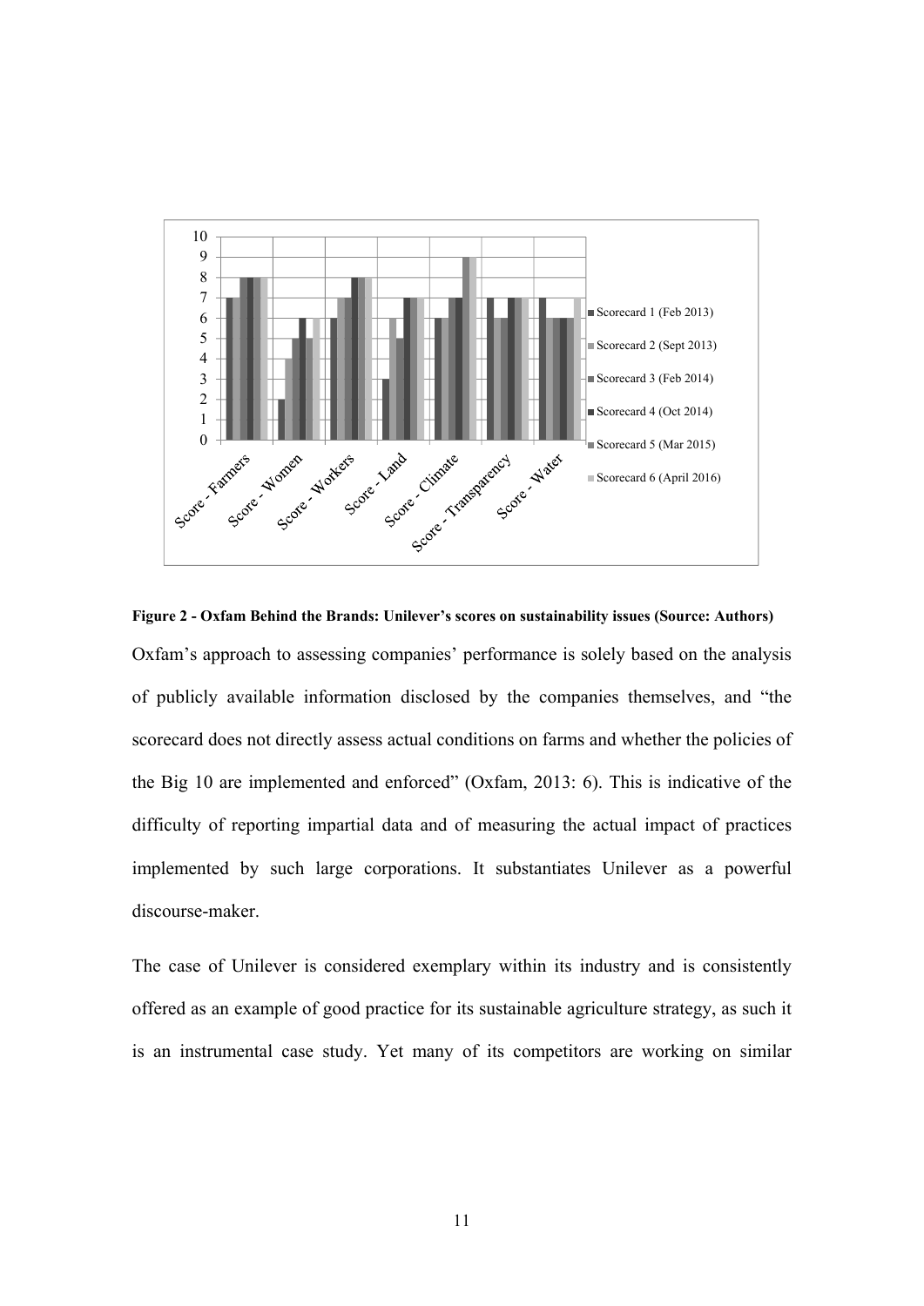**Figure 2 - Oxfam Behind the Brands: Unilever's scores on sustainability issues (Source: Authors)**

Oxfam's approach to assessing companies' performance is solely based on the analysis of publicly available information disclosed by the companies themselves, and "the scorecard does not directly assess actual conditions on farms and whether the policies of the Big 10 are implemented and enforced" (Oxfam, 2013: 6). This is indicative of the difficulty of reporting impartial data and of measuring the actual impact of practices implemented by such large corporations. It substantiates Unilever as a powerful discourse-maker.

The case of Unilever is considered exemplary within its industry and is consistently offered as an example of good practice for its sustainable agriculture strategy, as such it is an instrumental case study. Yet many of its competitors are working on similar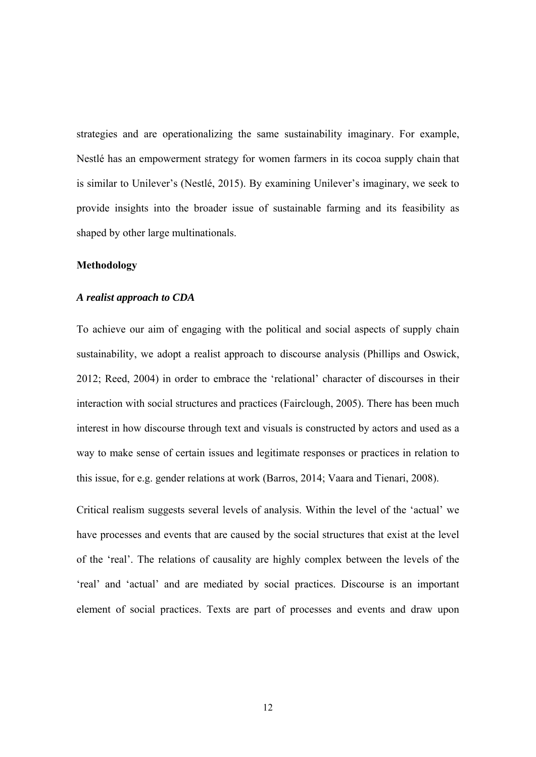strategies and are operationalizing the same sustainability imaginary. For example, Nestlé has an empowerment strategy for women farmers in its cocoa supply chain that is similar to Unilever's (Nestlé, 2015). By examining Unilever's imaginary, we seek to provide insights into the broader issue of sustainable farming and its feasibility as shaped by other large multinationals.

## Methodology

### *A realist approach to CDA*

To achieve our aim of engaging with the political and social aspects of supply chain sustainability, we adopt a realist approach to discourse analysis (Phillips and Oswick, 2012; Reed, 2004) in order to embrace the 'relational' character of discourses in their interaction with social structures and practices (Fairclough, 2005). There has been much interest in how discourse through text and visuals is constructed by actors and used as a way to make sense of certain issues and legitimate responses or practices in relation to this issue, for e.g. gender relations at work (Barros, 2014; Vaara and Tienari, 2008).

Critical realism suggests several levels of analysis. Within the level of the 'actual' we have processes and events that are caused by the social structures that exist at the level of the 'real'. The relations of causality are highly complex between the levels of the 'real' and 'actual' and are mediated by social practices. Discourse is an important element of social practices. Texts are part of processes and events and draw upon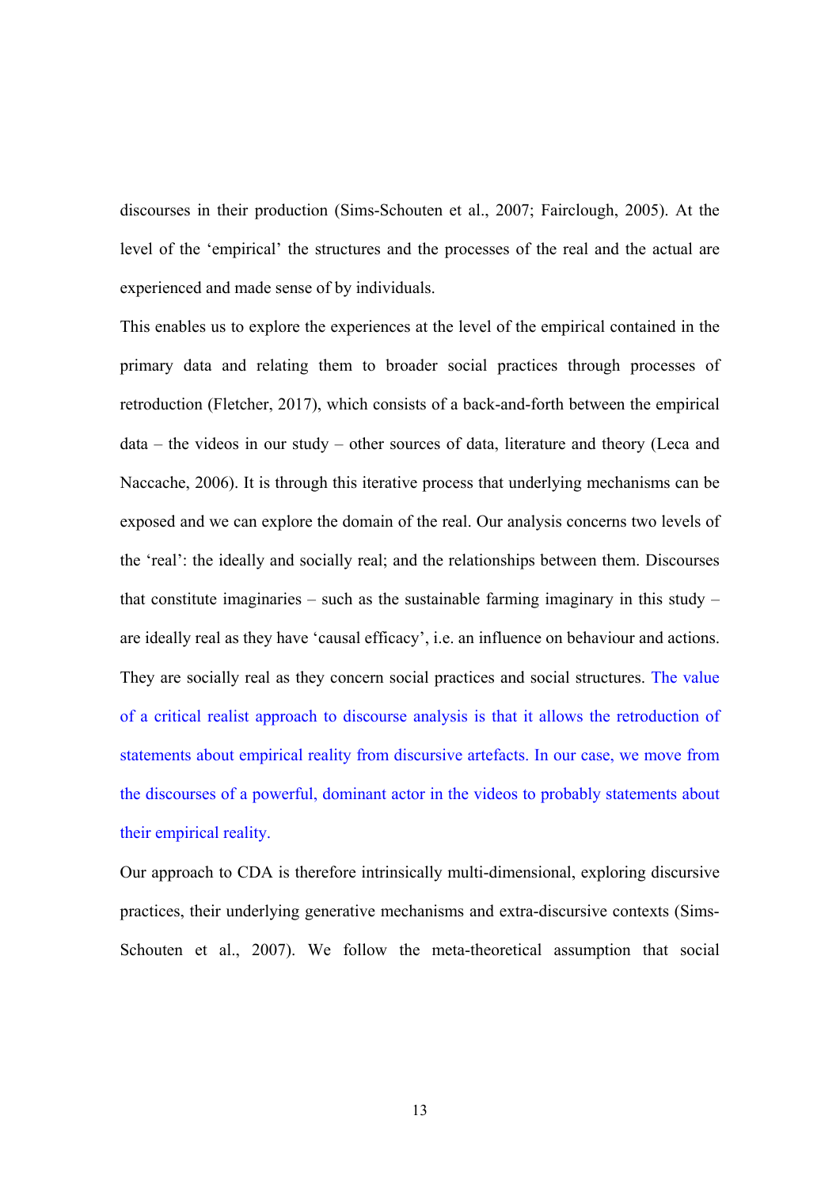discourses in their production (Sims-Schouten et al., 2007; Fairclough, 2005). At the level of the 'empirical' the structures and the processes of the real and the actual are experienced and made sense of by individuals.

This enables us to explore the experiences at the level of the empirical contained in the primary data and relating them to broader social practices through processes of retroduction (Fletcher, 2017), which consists of a back-and-forth between the empirical data – the videos in our study – other sources of data, literature and theory (Leca and Naccache, 2006). It is through this iterative process that underlying mechanisms can be exposed and we can explore the domain of the real. Our analysis concerns two levels of the 'real': the ideally and socially real; and the relationships between them. Discourses that constitute imaginaries – such as the sustainable farming imaginary in this study – are ideally real as they have 'causal efficacy', i.e. an influence on behaviour and actions. They are socially real as they concern social practices and social structures. The value of a critical realist approach to discourse analysis is that it allows the retroduction of statements about empirical reality from discursive artefacts. In our case, we move from the discourses of a powerful, dominant actor in the videos to probably statements about their empirical reality.

Our approach to CDA is therefore intrinsically multi-dimensional, exploring discursive practices, their underlying generative mechanisms and extra-discursive contexts (Sims-Schouten et al., 2007). We follow the meta-theoretical assumption that social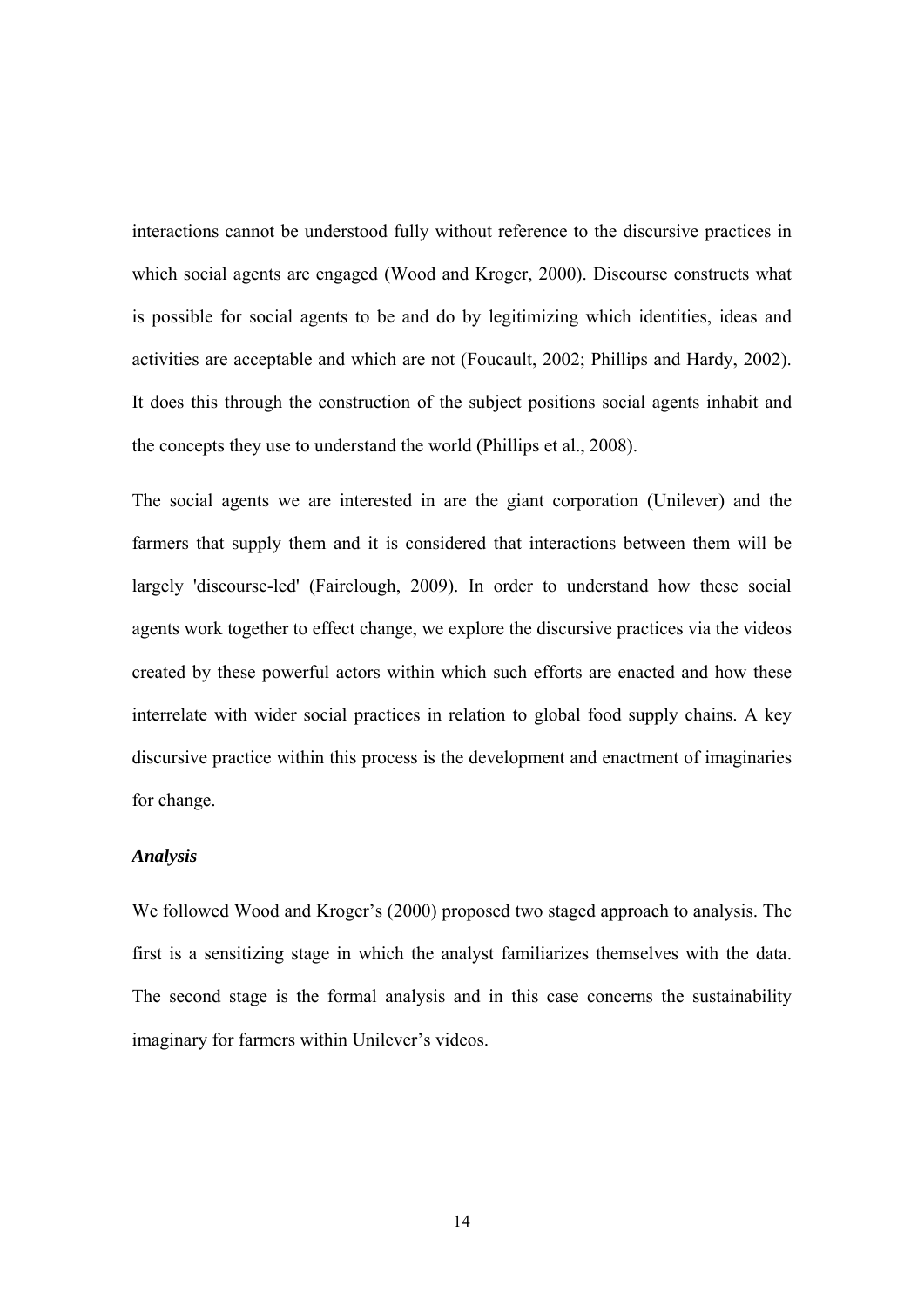interactions cannot be understood fully without reference to the discursive practices in which social agents are engaged (Wood and Kroger, 2000). Discourse constructs what is possible for social agents to be and do by legitimizing which identities, ideas and activities are acceptable and which are not (Foucault, 2002; Phillips and Hardy, 2002). It does this through the construction of the subject positions social agents inhabit and the concepts they use to understand the world (Phillips et al., 2008).

The social agents we are interested in are the giant corporation (Unilever) and the farmers that supply them and it is considered that interactions between them will be largely 'discourse-led' (Fairclough, 2009). In order to understand how these social agents work together to effect change, we explore the discursive practices via the videos created by these powerful actors within which such efforts are enacted and how these interrelate with wider social practices in relation to global food supply chains. A key discursive practice within this process is the development and enactment of imaginaries for change.

***Analysis***

We followed Wood and Kroger's (2000) proposed two staged approach to analysis. The first is a sensitizing stage in which the analyst familiarizes themselves with the data. The second stage is the formal analysis and in this case concerns the sustainability imaginary for farmers within Unilever's videos.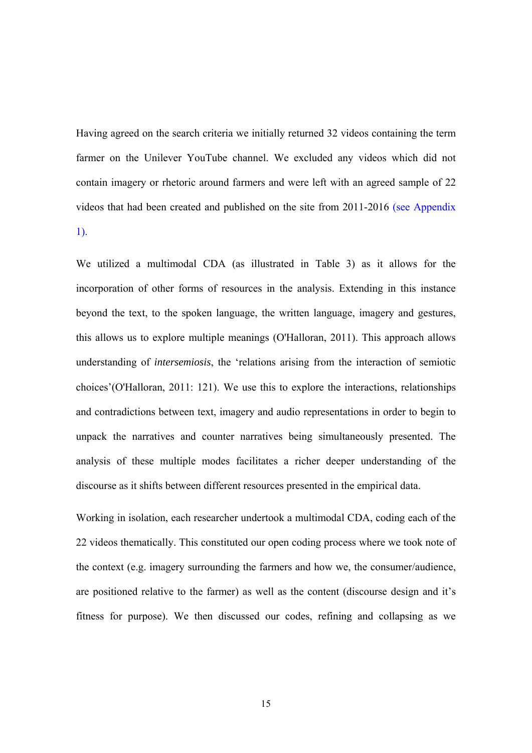Having agreed on the search criteria we initially returned 32 videos containing the term farmer on the Unilever YouTube channel. We excluded any videos which did not contain imagery or rhetoric around farmers and were left with an agreed sample of 22 videos that had been created and published on the site from 2011-2016 (see Appendix 1).

We utilized a multimodal CDA (as illustrated in Table 3) as it allows for the incorporation of other forms of resources in the analysis. Extending in this instance beyond the text, to the spoken language, the written language, imagery and gestures, this allows us to explore multiple meanings (O'Halloran, 2011). This approach allows understanding of *intersemiosis*, the 'relations arising from the interaction of semiotic choices'(O'Halloran, 2011: 121). We use this to explore the interactions, relationships and contradictions between text, imagery and audio representations in order to begin to unpack the narratives and counter narratives being simultaneously presented. The analysis of these multiple modes facilitates a richer deeper understanding of the discourse as it shifts between different resources presented in the empirical data.

Working in isolation, each researcher undertook a multimodal CDA, coding each of the 22 videos thematically. This constituted our open coding process where we took note of the context (e.g. imagery surrounding the farmers and how we, the consumer/audience, are positioned relative to the farmer) as well as the content (discourse design and it's fitness for purpose). We then discussed our codes, refining and collapsing as we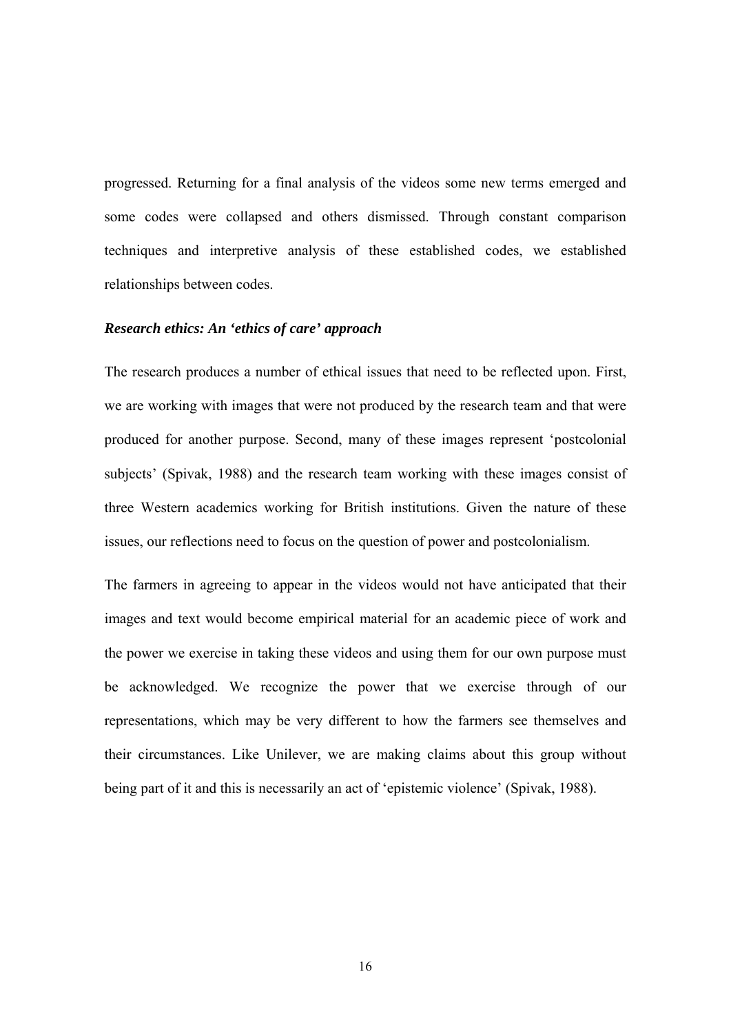progressed. Returning for a final analysis of the videos some new terms emerged and some codes were collapsed and others dismissed. Through constant comparison techniques and interpretive analysis of these established codes, we established relationships between codes.

### *Research ethics: An 'ethics of care' approach*

The research produces a number of ethical issues that need to be reflected upon. First, we are working with images that were not produced by the research team and that were produced for another purpose. Second, many of these images represent 'postcolonial subjects' (Spivak, 1988) and the research team working with these images consist of three Western academics working for British institutions. Given the nature of these issues, our reflections need to focus on the question of power and postcolonialism.

The farmers in agreeing to appear in the videos would not have anticipated that their images and text would become empirical material for an academic piece of work and the power we exercise in taking these videos and using them for our own purpose must be acknowledged. We recognize the power that we exercise through of our representations, which may be very different to how the farmers see themselves and their circumstances. Like Unilever, we are making claims about this group without being part of it and this is necessarily an act of 'epistemic violence' (Spivak, 1988).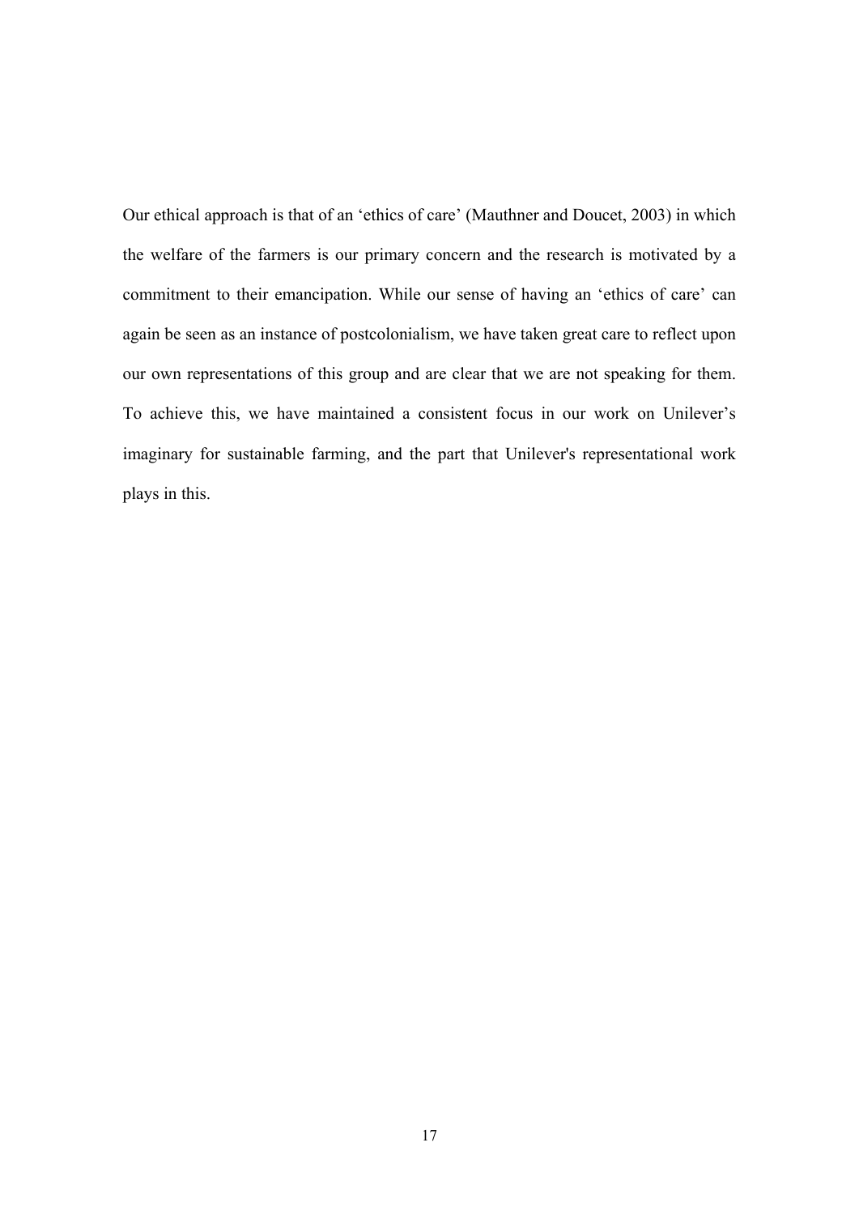Our ethical approach is that of an 'ethics of care' (Mauthner and Doucet, 2003) in which the welfare of the farmers is our primary concern and the research is motivated by a commitment to their emancipation. While our sense of having an 'ethics of care' can again be seen as an instance of postcolonialism, we have taken great care to reflect upon our own representations of this group and are clear that we are not speaking for them. To achieve this, we have maintained a consistent focus in our work on Unilever's imaginary for sustainable farming, and the part that Unilever's representational work plays in this.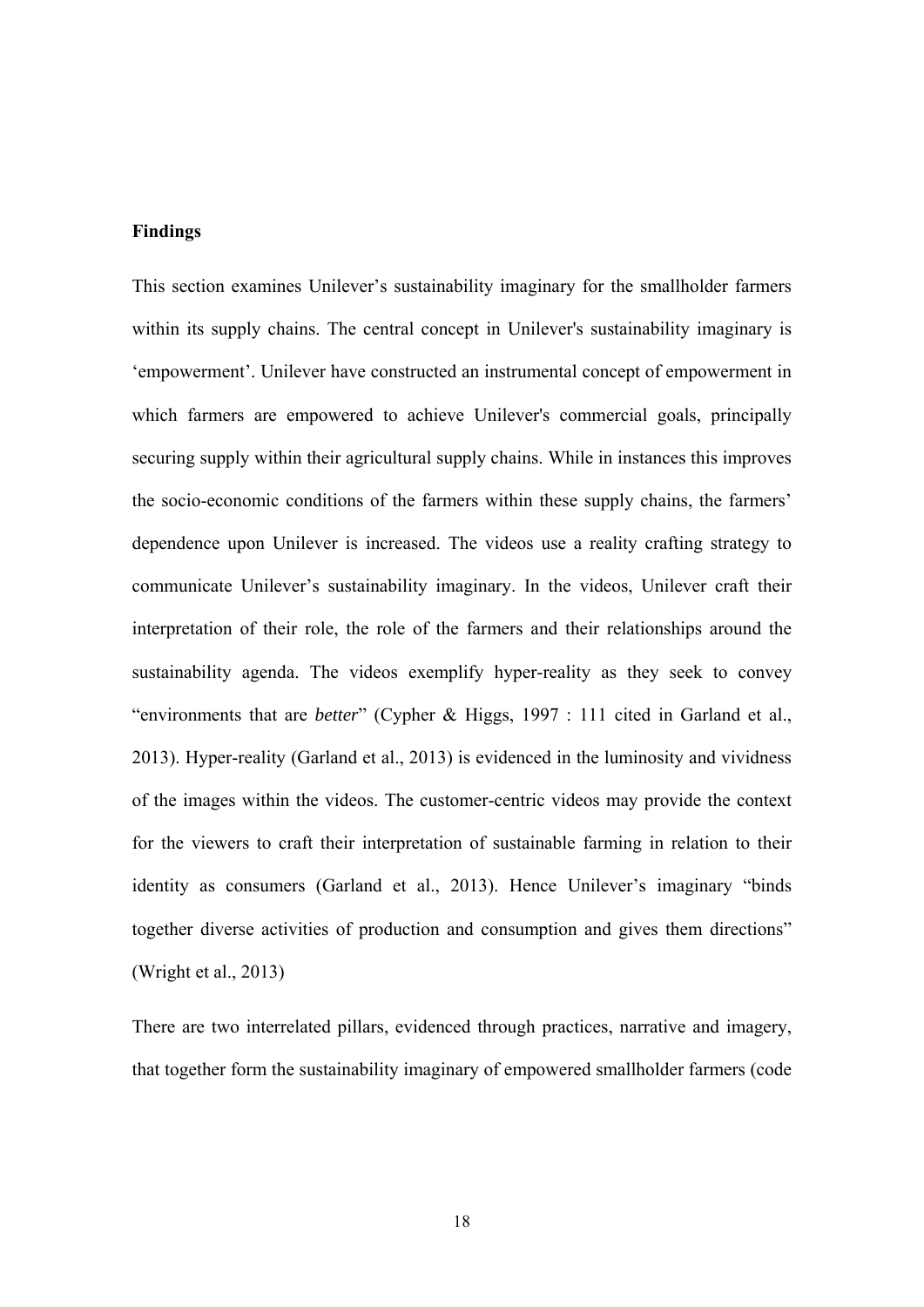**Findings**

This section examines Unilever's sustainability imaginary for the smallholder farmers within its supply chains. The central concept in Unilever's sustainability imaginary is 'empowerment'. Unilever have constructed an instrumental concept of empowerment in which farmers are empowered to achieve Unilever's commercial goals, principally securing supply within their agricultural supply chains. While in instances this improves the socio-economic conditions of the farmers within these supply chains, the farmers' dependence upon Unilever is increased. The videos use a reality crafting strategy to communicate Unilever's sustainability imaginary. In the videos, Unilever craft their interpretation of their role, the role of the farmers and their relationships around the sustainability agenda. The videos exemplify hyper-reality as they seek to convey "environments that are *better*" (Cypher & Higgs, 1997 : 111 cited in Garland et al., 2013). Hyper-reality (Garland et al., 2013) is evidenced in the luminosity and vividness of the images within the videos. The customer-centric videos may provide the context for the viewers to craft their interpretation of sustainable farming in relation to their identity as consumers (Garland et al., 2013). Hence Unilever's imaginary "binds together diverse activities of production and consumption and gives them directions" (Wright et al., 2013)

There are two interrelated pillars, evidenced through practices, narrative and imagery, that together form the sustainability imaginary of empowered smallholder farmers (code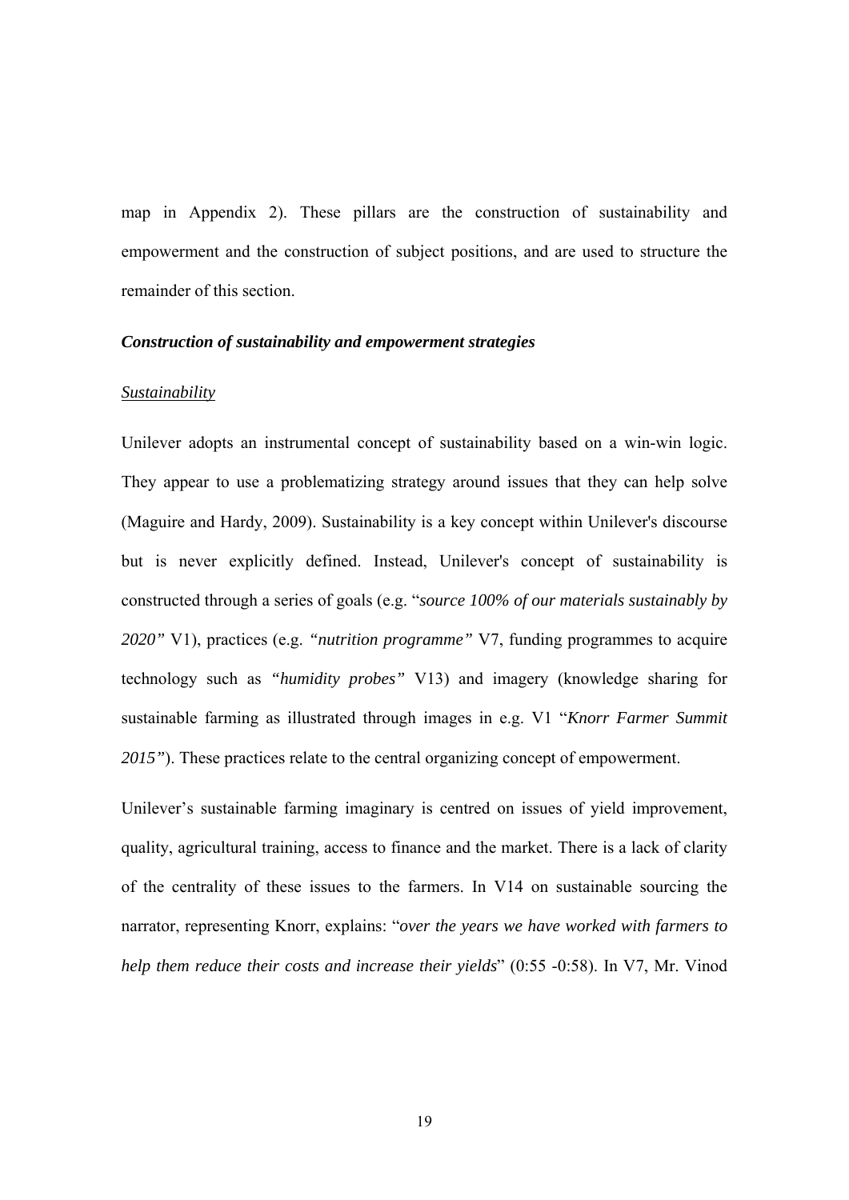map in Appendix 2). These pillars are the construction of sustainability and empowerment and the construction of subject positions, and are used to structure the remainder of this section.

### *Construction of sustainability and empowerment strategies*

#### Sustainability

Unilever adopts an instrumental concept of sustainability based on a win-win logic. They appear to use a problematizing strategy around issues that they can help solve (Maguire and Hardy, 2009). Sustainability is a key concept within Unilever's discourse but is never explicitly defined. Instead, Unilever's concept of sustainability is constructed through a series of goals (e.g. "*source 100% of our materials sustainably by 2020"* V1), practices (e.g. *"nutrition programme"* V7, funding programmes to acquire technology such as *"humidity probes"* V13) and imagery (knowledge sharing for sustainable farming as illustrated through images in e.g. V1 "*Knorr Farmer Summit 2015"*). These practices relate to the central organizing concept of empowerment.

Unilever's sustainable farming imaginary is centred on issues of yield improvement, quality, agricultural training, access to finance and the market. There is a lack of clarity of the centrality of these issues to the farmers. In V14 on sustainable sourcing the narrator, representing Knorr, explains: "*over the years we have worked with farmers to help them reduce their costs and increase their yields*" (0:55 -0:58). In V7, Mr. Vinod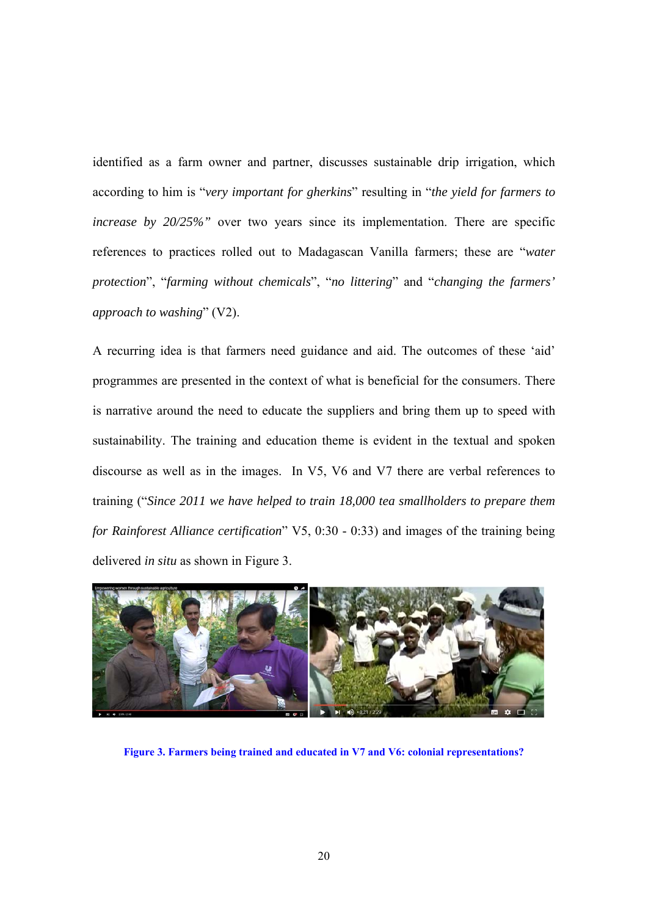identified as a farm owner and partner, discusses sustainable drip irrigation, which according to him is "*very important for gherkins*" resulting in "*the yield for farmers to increase by 20/25%"* over two years since its implementation. There are specific references to practices rolled out to Madagascan Vanilla farmers; these are "*water protection*", "*farming without chemicals*", "*no littering*" and "*changing the farmers' approach to washing*" (V2).

A recurring idea is that farmers need guidance and aid. The outcomes of these 'aid' programmes are presented in the context of what is beneficial for the consumers. There is narrative around the need to educate the suppliers and bring them up to speed with sustainability. The training and education theme is evident in the textual and spoken discourse as well as in the images. In V5, V6 and V7 there are verbal references to training ("*Since 2011 we have helped to train 18,000 tea smallholders to prepare them for Rainforest Alliance certification*" V5, 0:30 - 0:33) and images of the training being delivered *in situ* as shown in Figure 3.

**Figure 3. Farmers being trained and educated in V7 and V6: colonial representations?**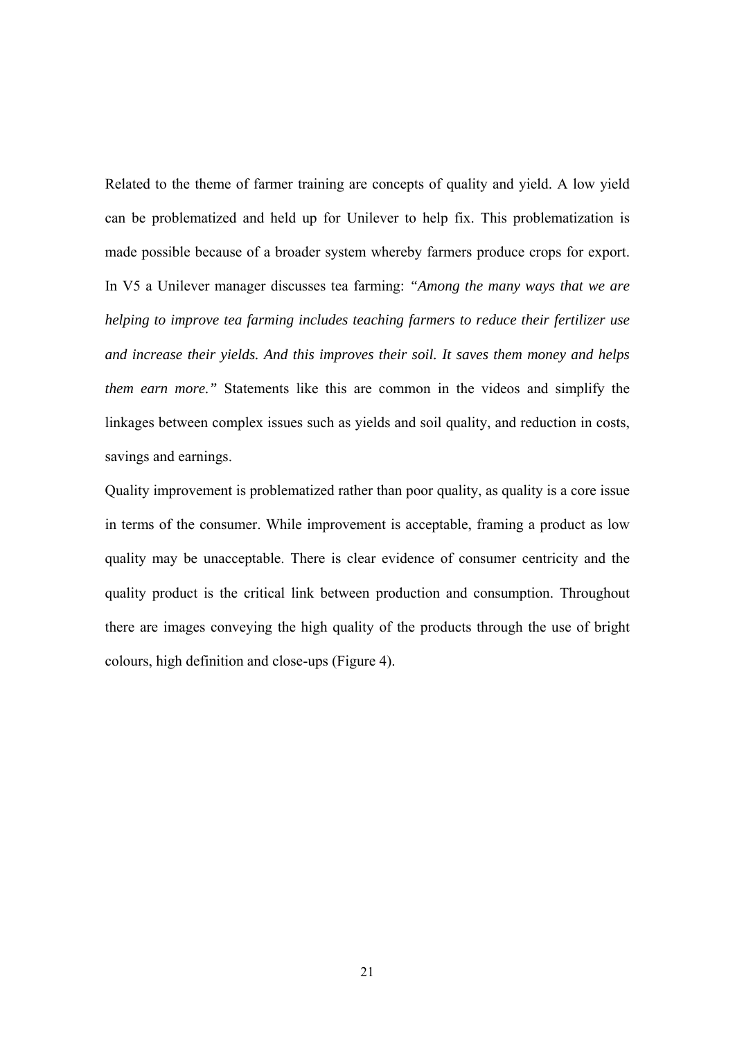Related to the theme of farmer training are concepts of quality and yield. A low yield can be problematized and held up for Unilever to help fix. This problematization is made possible because of a broader system whereby farmers produce crops for export. In V5 a Unilever manager discusses tea farming: *"Among the many ways that we are helping to improve tea farming includes teaching farmers to reduce their fertilizer use and increase their yields. And this improves their soil. It saves them money and helps them earn more."* Statements like this are common in the videos and simplify the linkages between complex issues such as yields and soil quality, and reduction in costs, savings and earnings.

Quality improvement is problematized rather than poor quality, as quality is a core issue in terms of the consumer. While improvement is acceptable, framing a product as low quality may be unacceptable. There is clear evidence of consumer centricity and the quality product is the critical link between production and consumption. Throughout there are images conveying the high quality of the products through the use of bright colours, high definition and close-ups (Figure 4).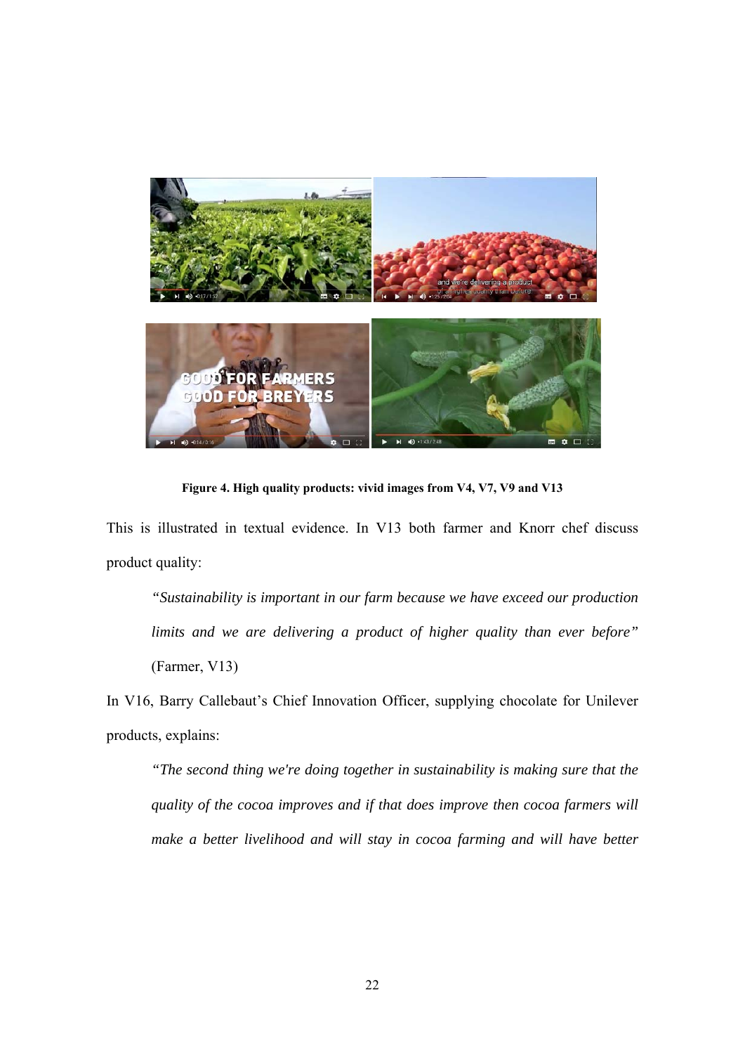**Figure 4. High quality products: vivid images from V4, V7, V9 and V13**

This is illustrated in textual evidence. In V13 both farmer and Knorr chef discuss product quality:

> *"Sustainability is important in our farm because we have exceed our production limits and we are delivering a product of higher quality than ever before"* (Farmer, V13)

In V16, Barry Callebaut's Chief Innovation Officer, supplying chocolate for Unilever products, explains:

> *"The second thing we're doing together in sustainability is making sure that the quality of the cocoa improves and if that does improve then cocoa farmers will make a better livelihood and will stay in cocoa farming and will have better*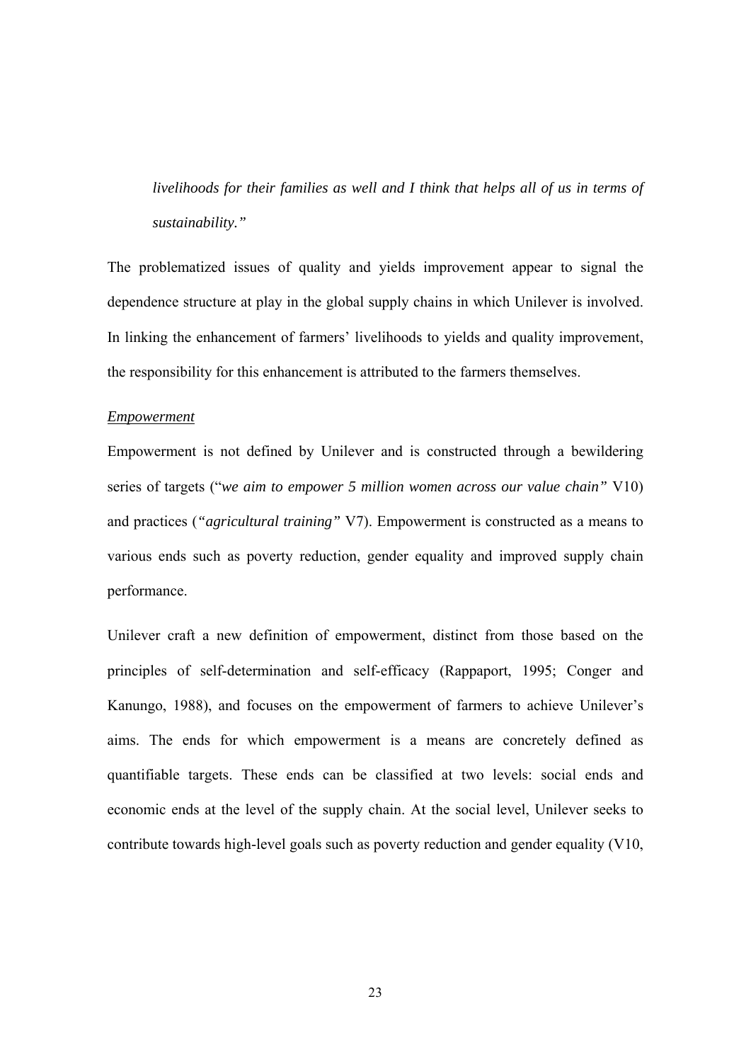*livelihoods for their families as well and I think that helps all of us in terms of sustainability."*

The problematized issues of quality and yields improvement appear to signal the dependence structure at play in the global supply chains in which Unilever is involved. In linking the enhancement of farmers' livelihoods to yields and quality improvement, the responsibility for this enhancement is attributed to the farmers themselves.

*Empowerment*

Empowerment is not defined by Unilever and is constructed through a bewildering series of targets ("*we aim to empower 5 million women across our value chain"* V10) and practices (*"agricultural training"* V7). Empowerment is constructed as a means to various ends such as poverty reduction, gender equality and improved supply chain performance.

Unilever craft a new definition of empowerment, distinct from those based on the principles of self-determination and self-efficacy (Rappaport, 1995; Conger and Kanungo, 1988), and focuses on the empowerment of farmers to achieve Unilever's aims. The ends for which empowerment is a means are concretely defined as quantifiable targets. These ends can be classified at two levels: social ends and economic ends at the level of the supply chain. At the social level, Unilever seeks to contribute towards high-level goals such as poverty reduction and gender equality (V10,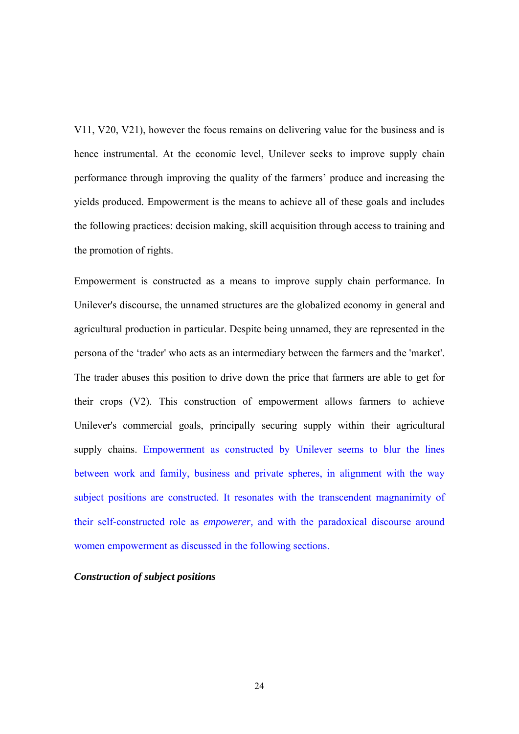V11, V20, V21), however the focus remains on delivering value for the business and is hence instrumental. At the economic level, Unilever seeks to improve supply chain performance through improving the quality of the farmers' produce and increasing the yields produced. Empowerment is the means to achieve all of these goals and includes the following practices: decision making, skill acquisition through access to training and the promotion of rights.

Empowerment is constructed as a means to improve supply chain performance. In Unilever's discourse, the unnamed structures are the globalized economy in general and agricultural production in particular. Despite being unnamed, they are represented in the persona of the 'trader' who acts as an intermediary between the farmers and the 'market'. The trader abuses this position to drive down the price that farmers are able to get for their crops (V2). This construction of empowerment allows farmers to achieve Unilever's commercial goals, principally securing supply within their agricultural supply chains. Empowerment as constructed by Unilever seems to blur the lines between work and family, business and private spheres, in alignment with the way subject positions are constructed. It resonates with the transcendent magnanimity of their self-constructed role as *empowerer,* and with the paradoxical discourse around women empowerment as discussed in the following sections.

***Construction of subject positions***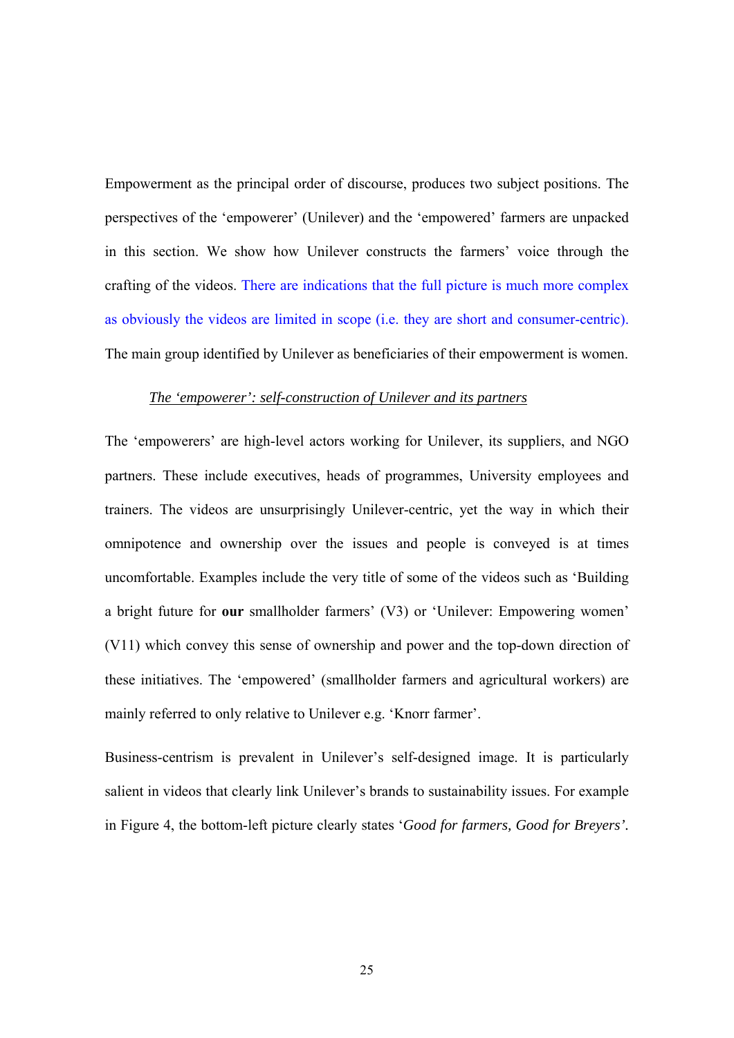Empowerment as the principal order of discourse, produces two subject positions. The perspectives of the 'empowerer' (Unilever) and the 'empowered' farmers are unpacked in this section. We show how Unilever constructs the farmers' voice through the crafting of the videos. There are indications that the full picture is much more complex as obviously the videos are limited in scope (i.e. they are short and consumer-centric). The main group identified by Unilever as beneficiaries of their empowerment is women.

### *The 'empowerer': self-construction of Unilever and its partners*

The 'empowerers' are high-level actors working for Unilever, its suppliers, and NGO partners. These include executives, heads of programmes, University employees and trainers. The videos are unsurprisingly Unilever-centric, yet the way in which their omnipotence and ownership over the issues and people is conveyed is at times uncomfortable. Examples include the very title of some of the videos such as 'Building a bright future for **our** smallholder farmers' (V3) or 'Unilever: Empowering women' (V11) which convey this sense of ownership and power and the top-down direction of these initiatives. The 'empowered' (smallholder farmers and agricultural workers) are mainly referred to only relative to Unilever e.g. 'Knorr farmer'.

Business-centrism is prevalent in Unilever's self-designed image. It is particularly salient in videos that clearly link Unilever's brands to sustainability issues. For example in Figure 4, the bottom-left picture clearly states '*Good for farmers, Good for Breyers'*.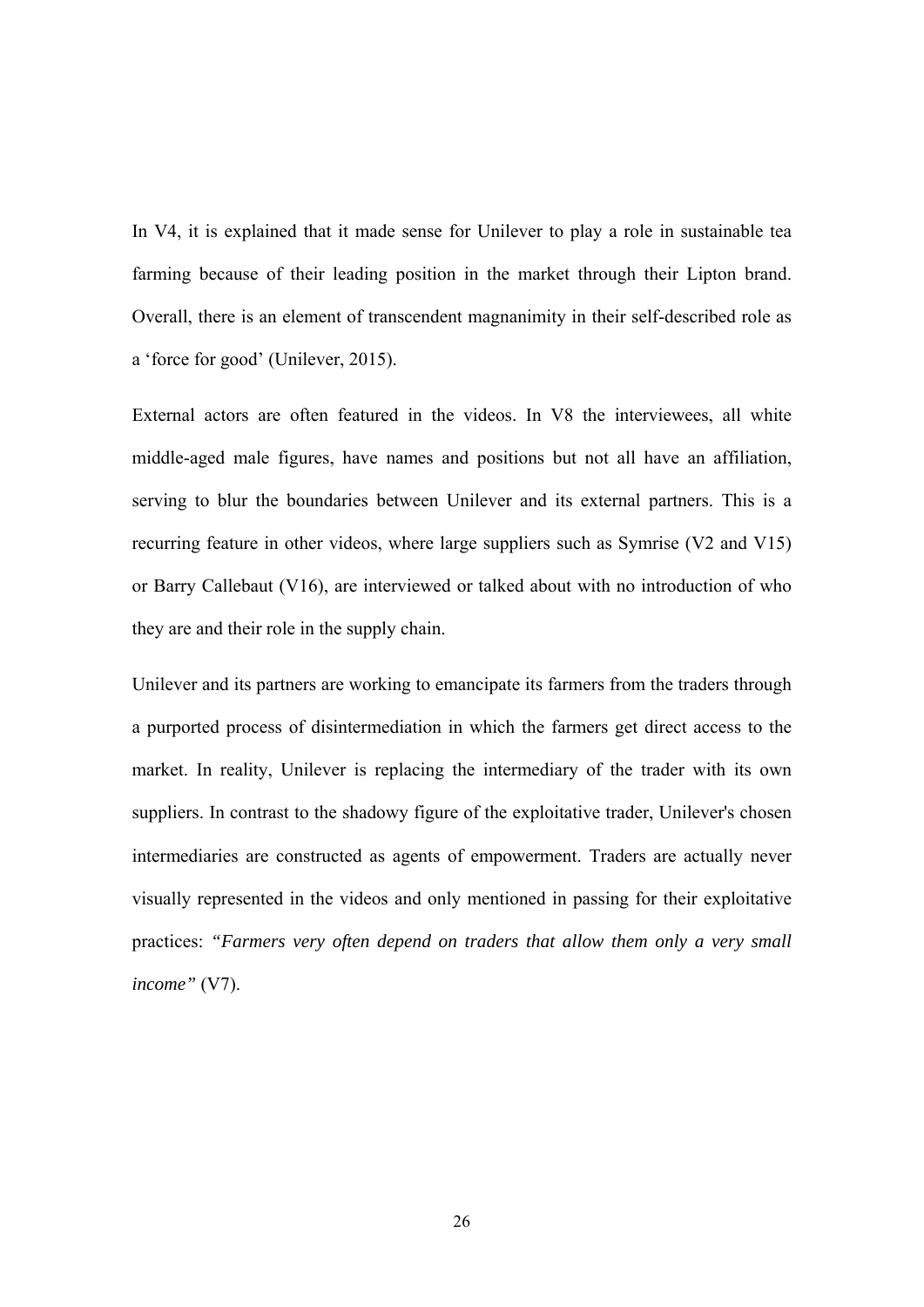In V4, it is explained that it made sense for Unilever to play a role in sustainable tea farming because of their leading position in the market through their Lipton brand. Overall, there is an element of transcendent magnanimity in their self-described role as a 'force for good' (Unilever, 2015).

External actors are often featured in the videos. In V8 the interviewees, all white middle-aged male figures, have names and positions but not all have an affiliation, serving to blur the boundaries between Unilever and its external partners. This is a recurring feature in other videos, where large suppliers such as Symrise (V2 and V15) or Barry Callebaut (V16), are interviewed or talked about with no introduction of who they are and their role in the supply chain.

Unilever and its partners are working to emancipate its farmers from the traders through a purported process of disintermediation in which the farmers get direct access to the market. In reality, Unilever is replacing the intermediary of the trader with its own suppliers. In contrast to the shadowy figure of the exploitative trader, Unilever's chosen intermediaries are constructed as agents of empowerment. Traders are actually never visually represented in the videos and only mentioned in passing for their exploitative practices: *"Farmers very often depend on traders that allow them only a very small income"* (V7).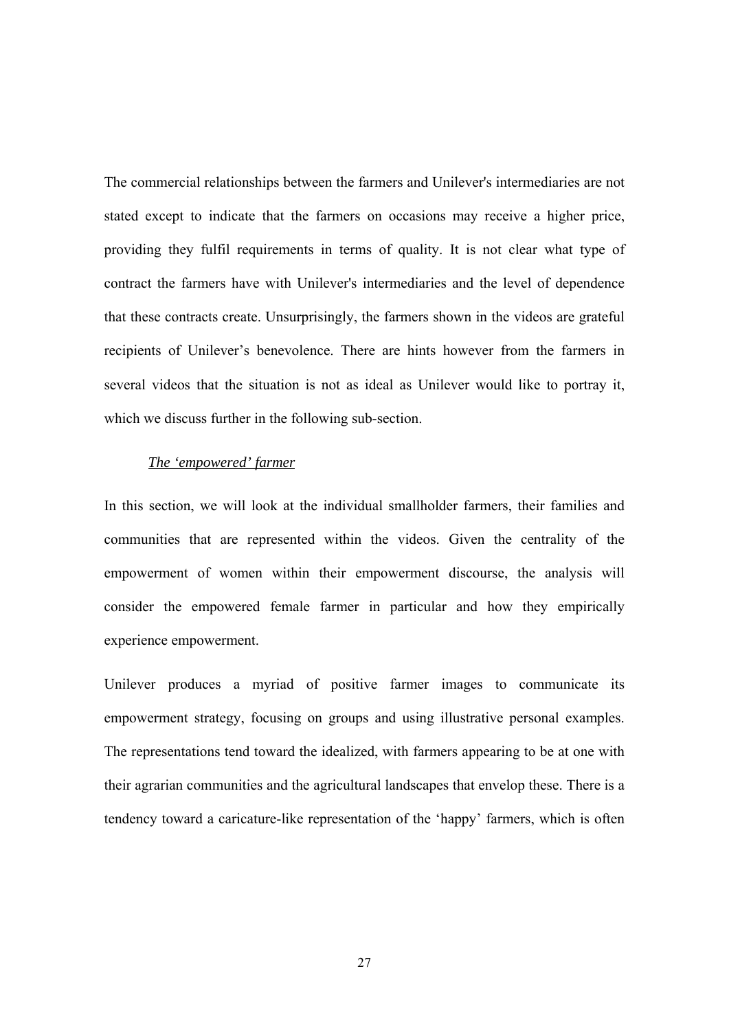The commercial relationships between the farmers and Unilever's intermediaries are not stated except to indicate that the farmers on occasions may receive a higher price, providing they fulfil requirements in terms of quality. It is not clear what type of contract the farmers have with Unilever's intermediaries and the level of dependence that these contracts create. Unsurprisingly, the farmers shown in the videos are grateful recipients of Unilever's benevolence. There are hints however from the farmers in several videos that the situation is not as ideal as Unilever would like to portray it, which we discuss further in the following sub-section.

*The 'empowered' farmer*

In this section, we will look at the individual smallholder farmers, their families and communities that are represented within the videos. Given the centrality of the empowerment of women within their empowerment discourse, the analysis will consider the empowered female farmer in particular and how they empirically experience empowerment.

Unilever produces a myriad of positive farmer images to communicate its empowerment strategy, focusing on groups and using illustrative personal examples. The representations tend toward the idealized, with farmers appearing to be at one with their agrarian communities and the agricultural landscapes that envelop these. There is a tendency toward a caricature-like representation of the 'happy' farmers, which is often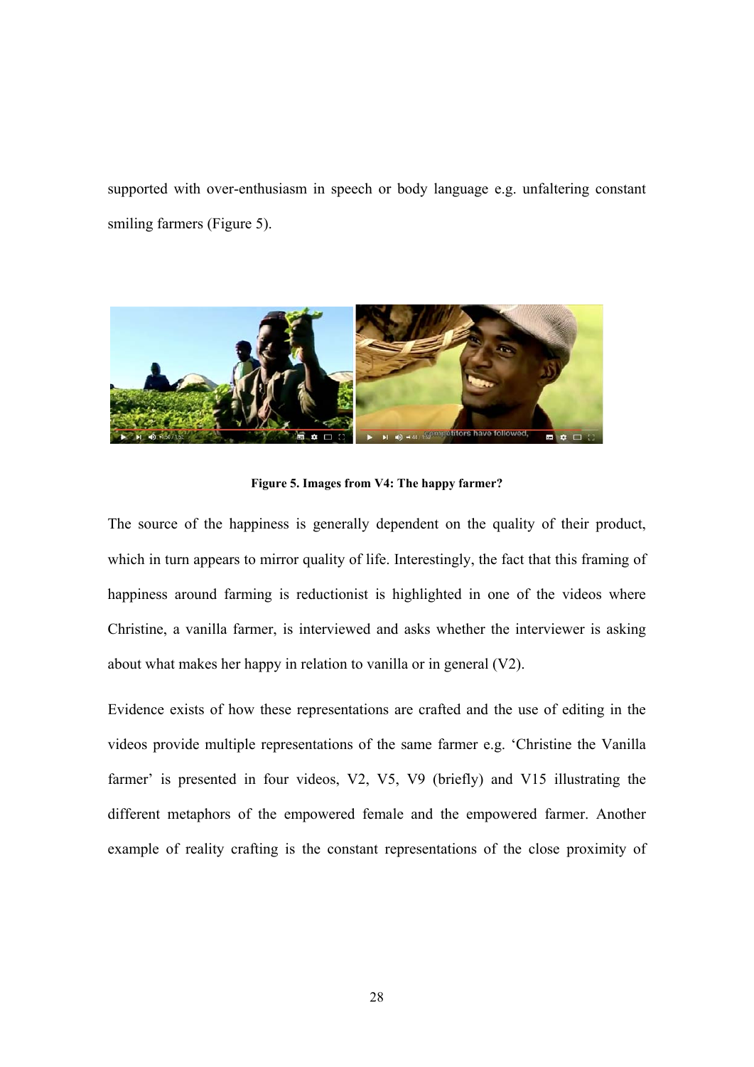supported with over-enthusiasm in speech or body language e.g. unfaltering constant smiling farmers (Figure 5).

**Figure 5. Images from V4: The happy farmer?**

The source of the happiness is generally dependent on the quality of their product, which in turn appears to mirror quality of life. Interestingly, the fact that this framing of happiness around farming is reductionist is highlighted in one of the videos where Christine, a vanilla farmer, is interviewed and asks whether the interviewer is asking about what makes her happy in relation to vanilla or in general (V2).

Evidence exists of how these representations are crafted and the use of editing in the videos provide multiple representations of the same farmer e.g. 'Christine the Vanilla farmer' is presented in four videos, V2, V5, V9 (briefly) and V15 illustrating the different metaphors of the empowered female and the empowered farmer. Another example of reality crafting is the constant representations of the close proximity of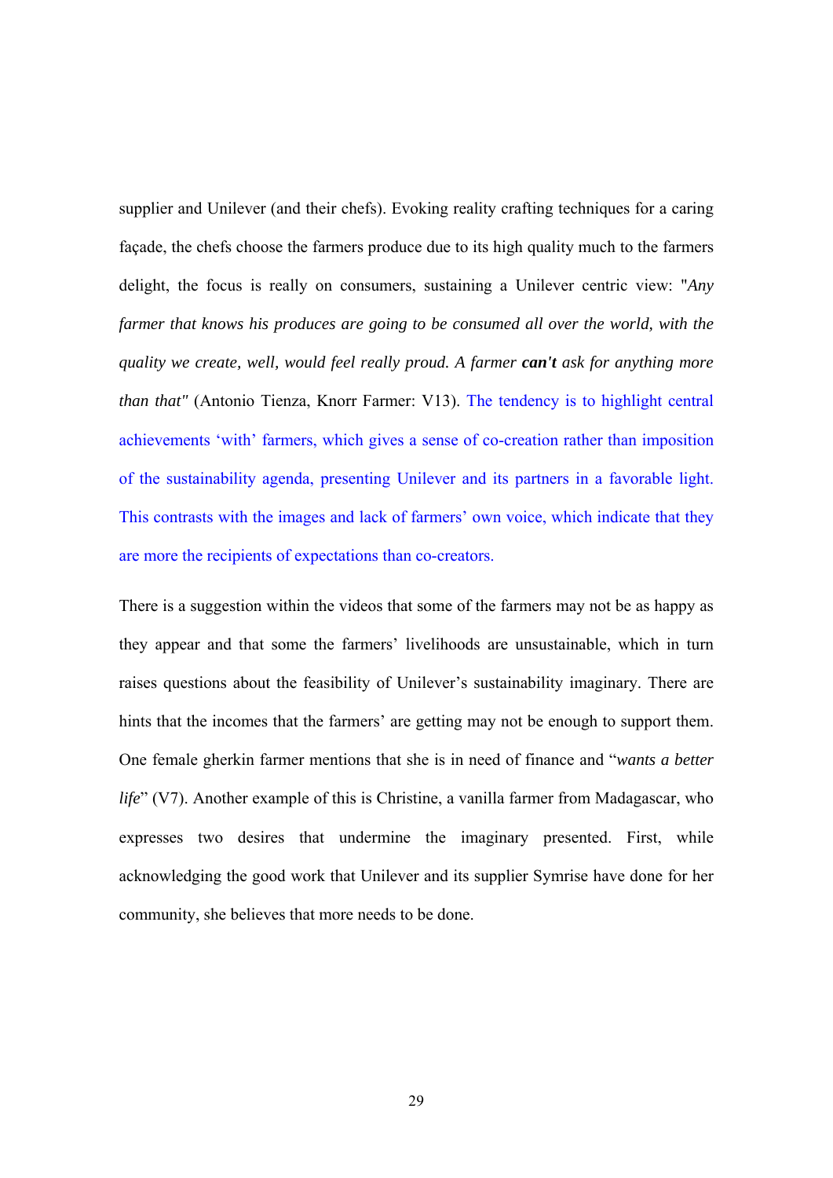supplier and Unilever (and their chefs). Evoking reality crafting techniques for a caring façade, the chefs choose the farmers produce due to its high quality much to the farmers delight, the focus is really on consumers, sustaining a Unilever centric view: "*Any farmer that knows his produces are going to be consumed all over the world, with the quality we create, well, would feel really proud. A farmer* ***can't*** *ask for anything more than that"* (Antonio Tienza, Knorr Farmer: V13). The tendency is to highlight central achievements 'with' farmers, which gives a sense of co-creation rather than imposition of the sustainability agenda, presenting Unilever and its partners in a favorable light. This contrasts with the images and lack of farmers' own voice, which indicate that they are more the recipients of expectations than co-creators.

There is a suggestion within the videos that some of the farmers may not be as happy as they appear and that some the farmers' livelihoods are unsustainable, which in turn raises questions about the feasibility of Unilever's sustainability imaginary. There are hints that the incomes that the farmers' are getting may not be enough to support them. One female gherkin farmer mentions that she is in need of finance and "*wants a better life*" (V7). Another example of this is Christine, a vanilla farmer from Madagascar, who expresses two desires that undermine the imaginary presented. First, while acknowledging the good work that Unilever and its supplier Symrise have done for her community, she believes that more needs to be done.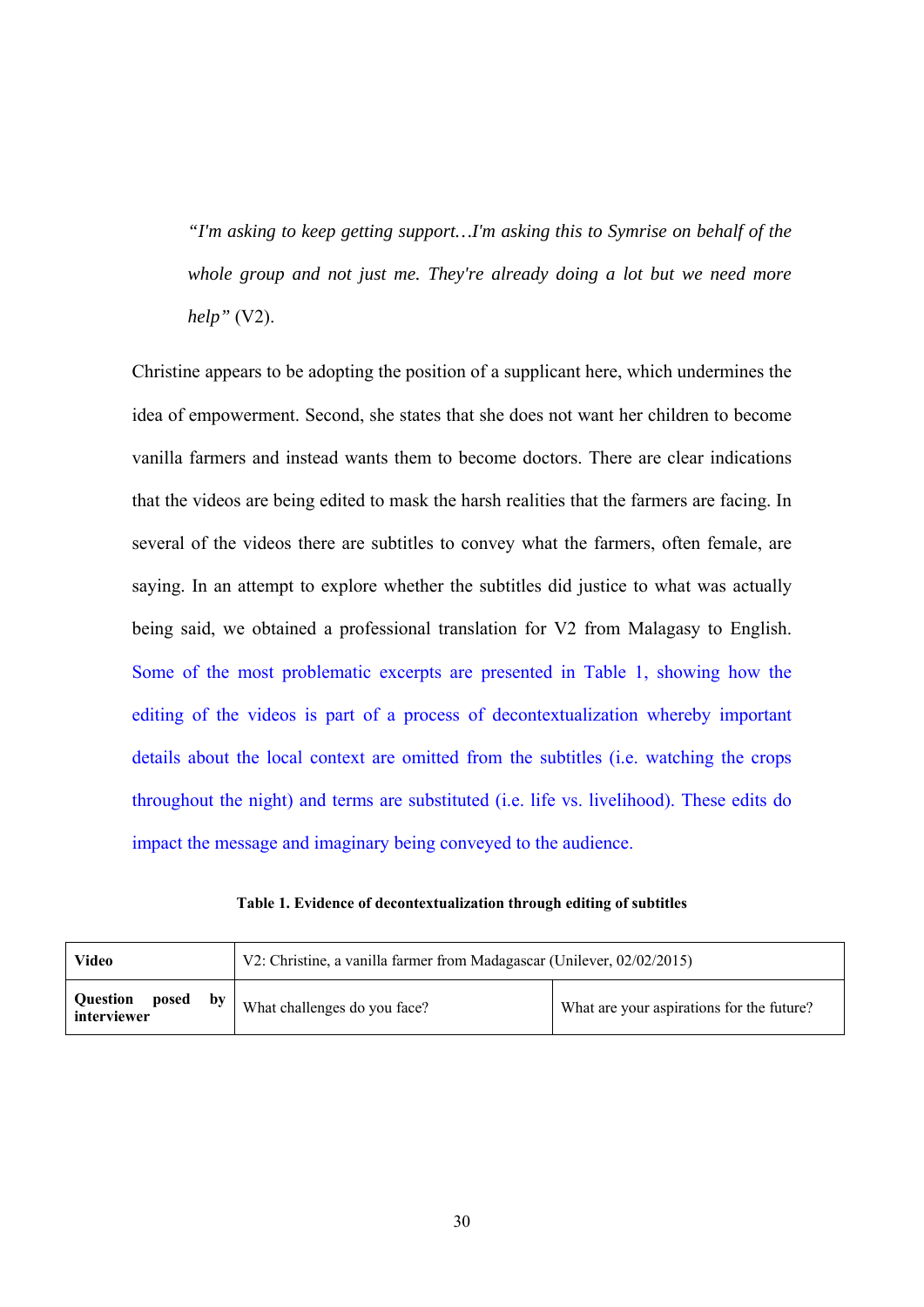> *"I'm asking to keep getting support…I'm asking this to Symrise on behalf of the whole group and not just me. They're already doing a lot but we need more help"* (V2).

Christine appears to be adopting the position of a supplicant here, which undermines the idea of empowerment. Second, she states that she does not want her children to become vanilla farmers and instead wants them to become doctors. There are clear indications that the videos are being edited to mask the harsh realities that the farmers are facing. In several of the videos there are subtitles to convey what the farmers, often female, are saying. In an attempt to explore whether the subtitles did justice to what was actually being said, we obtained a professional translation for V2 from Malagasy to English. Some of the most problematic excerpts are presented in Table 1, showing how the editing of the videos is part of a process of decontextualization whereby important details about the local context are omitted from the subtitles (i.e. watching the crops throughout the night) and terms are substituted (i.e. life vs. livelihood). These edits do impact the message and imaginary being conveyed to the audience.

**Table 1. Evidence of decontextualization through editing of subtitles**

| **Video** | V2: Christine, a vanilla farmer from Madagascar (Unilever, 02/02/2015) | |
|---|---|---|
| **Question posed by interviewer** | What challenges do you face? | What are your aspirations for the future? |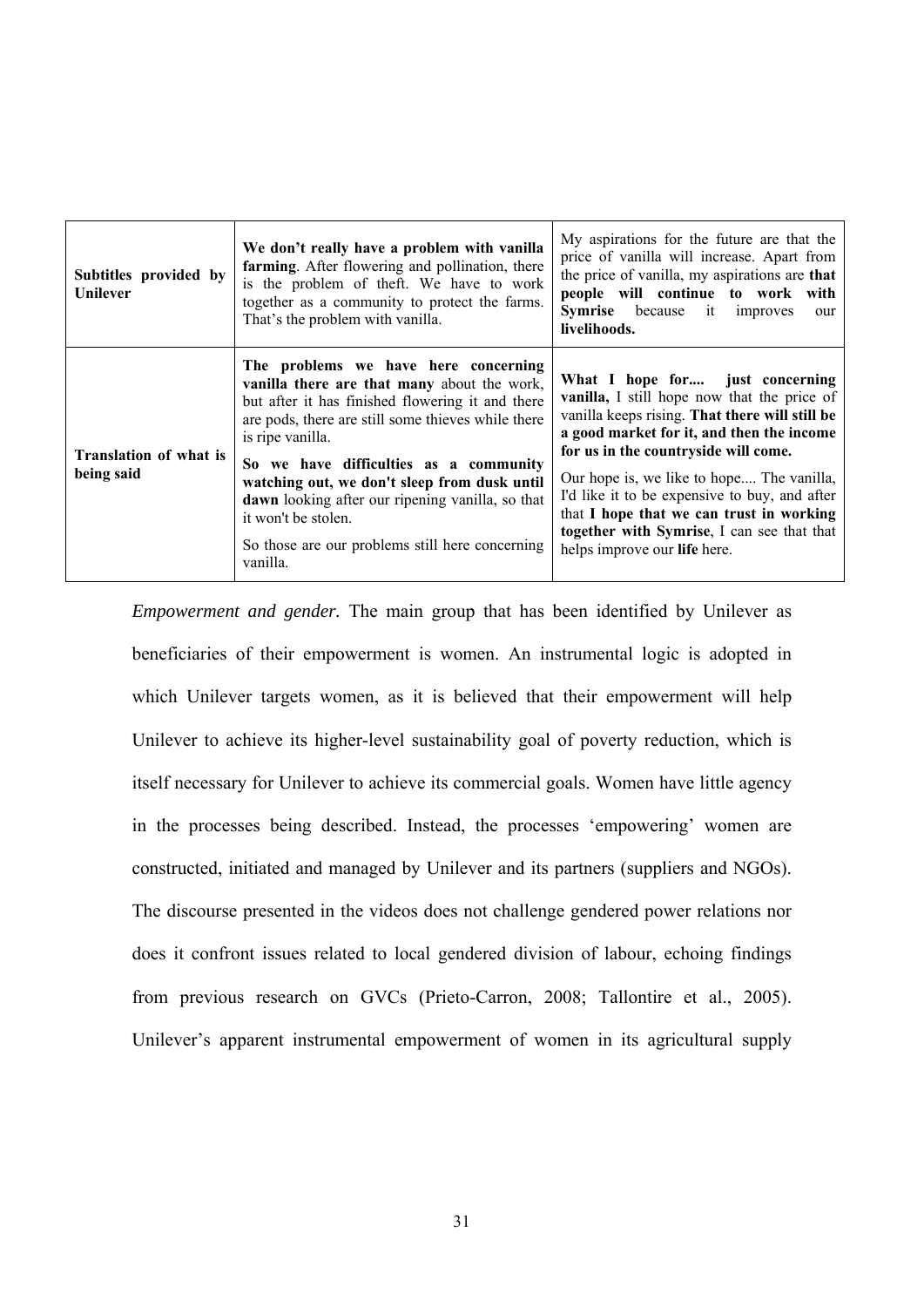| | | |
|---|---|---|
| **Subtitles provided by Unilever** | **We don't really have a problem with vanilla farming**. After flowering and pollination, there is the problem of theft. We have to work together as a community to protect the farms. That's the problem with vanilla. | My aspirations for the future are that the price of vanilla will increase. Apart from the price of vanilla, my aspirations are **that people will continue to work with Symrise** because it improves our **livelihoods.** |
| **Translation of what is being said** | **The problems we have here concerning vanilla there are that many** about the work, but after it has finished flowering it and there are pods, there are still some thieves while there is ripe vanilla.<br><br>**So we have difficulties as a community watching out, we don't sleep from dusk until dawn** looking after our ripening vanilla, so that it won't be stolen.<br><br>So those are our problems still here concerning vanilla. | **What I hope for.... just concerning vanilla,** I still hope now that the price of vanilla keeps rising. **That there will still be a good market for it, and then the income for us in the countryside will come.**<br><br>Our hope is, we like to hope.... The vanilla, I'd like it to be expensive to buy, and after that **I hope that we can trust in working together with Symrise**, I can see that that helps improve our **life** here. |

*Empowerment and gender.* The main group that has been identified by Unilever as beneficiaries of their empowerment is women. An instrumental logic is adopted in which Unilever targets women, as it is believed that their empowerment will help Unilever to achieve its higher-level sustainability goal of poverty reduction, which is itself necessary for Unilever to achieve its commercial goals. Women have little agency in the processes being described. Instead, the processes 'empowering' women are constructed, initiated and managed by Unilever and its partners (suppliers and NGOs). The discourse presented in the videos does not challenge gendered power relations nor does it confront issues related to local gendered division of labour, echoing findings from previous research on GVCs (Prieto-Carron, 2008; Tallontire et al., 2005). Unilever's apparent instrumental empowerment of women in its agricultural supply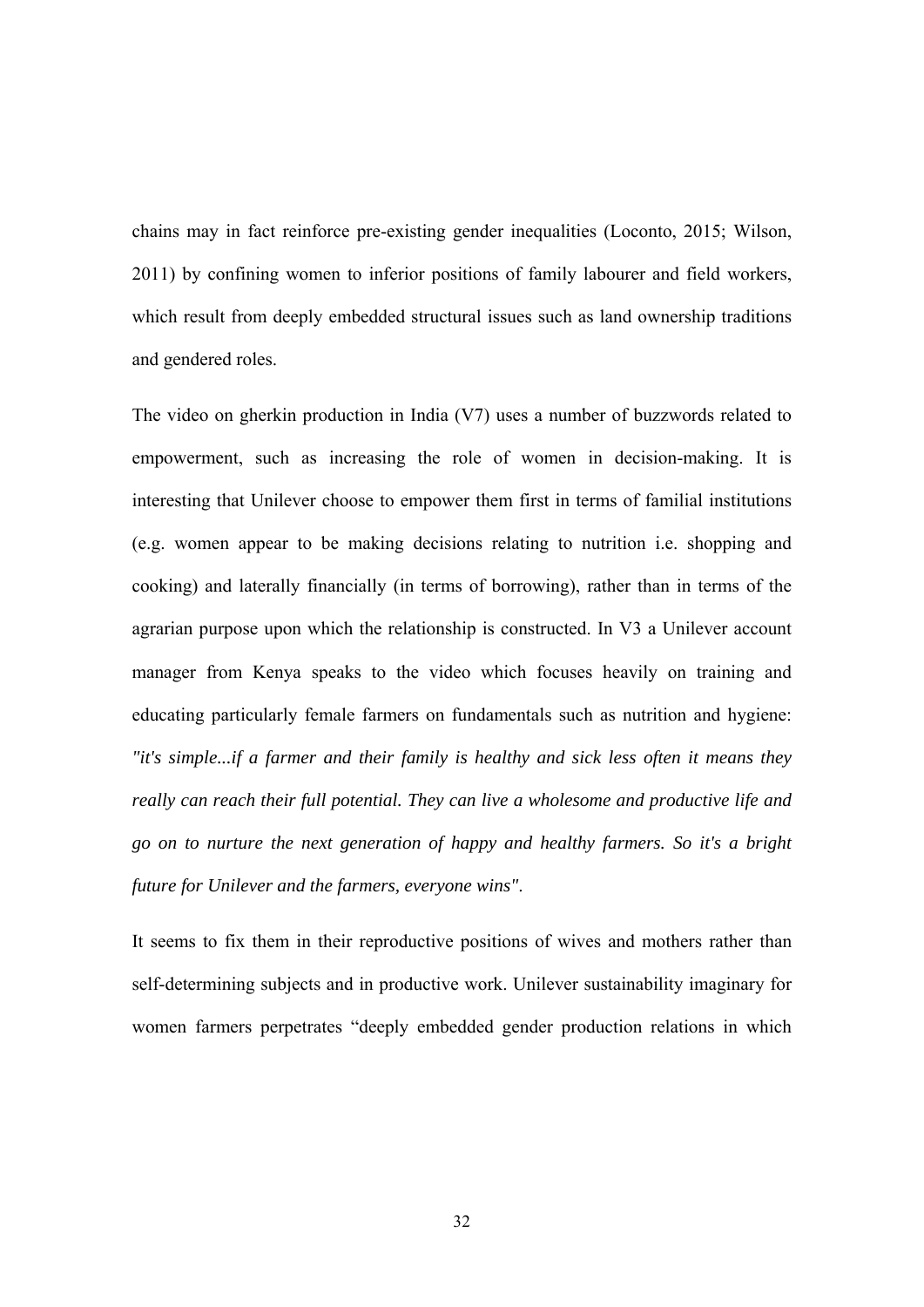chains may in fact reinforce pre-existing gender inequalities (Loconto, 2015; Wilson, 2011) by confining women to inferior positions of family labourer and field workers, which result from deeply embedded structural issues such as land ownership traditions and gendered roles.

The video on gherkin production in India (V7) uses a number of buzzwords related to empowerment, such as increasing the role of women in decision-making. It is interesting that Unilever choose to empower them first in terms of familial institutions (e.g. women appear to be making decisions relating to nutrition i.e. shopping and cooking) and laterally financially (in terms of borrowing), rather than in terms of the agrarian purpose upon which the relationship is constructed. In V3 a Unilever account manager from Kenya speaks to the video which focuses heavily on training and educating particularly female farmers on fundamentals such as nutrition and hygiene: *"it's simple...if a farmer and their family is healthy and sick less often it means they really can reach their full potential. They can live a wholesome and productive life and go on to nurture the next generation of happy and healthy farmers. So it's a bright future for Unilever and the farmers, everyone wins"*.

It seems to fix them in their reproductive positions of wives and mothers rather than self-determining subjects and in productive work. Unilever sustainability imaginary for women farmers perpetrates "deeply embedded gender production relations in which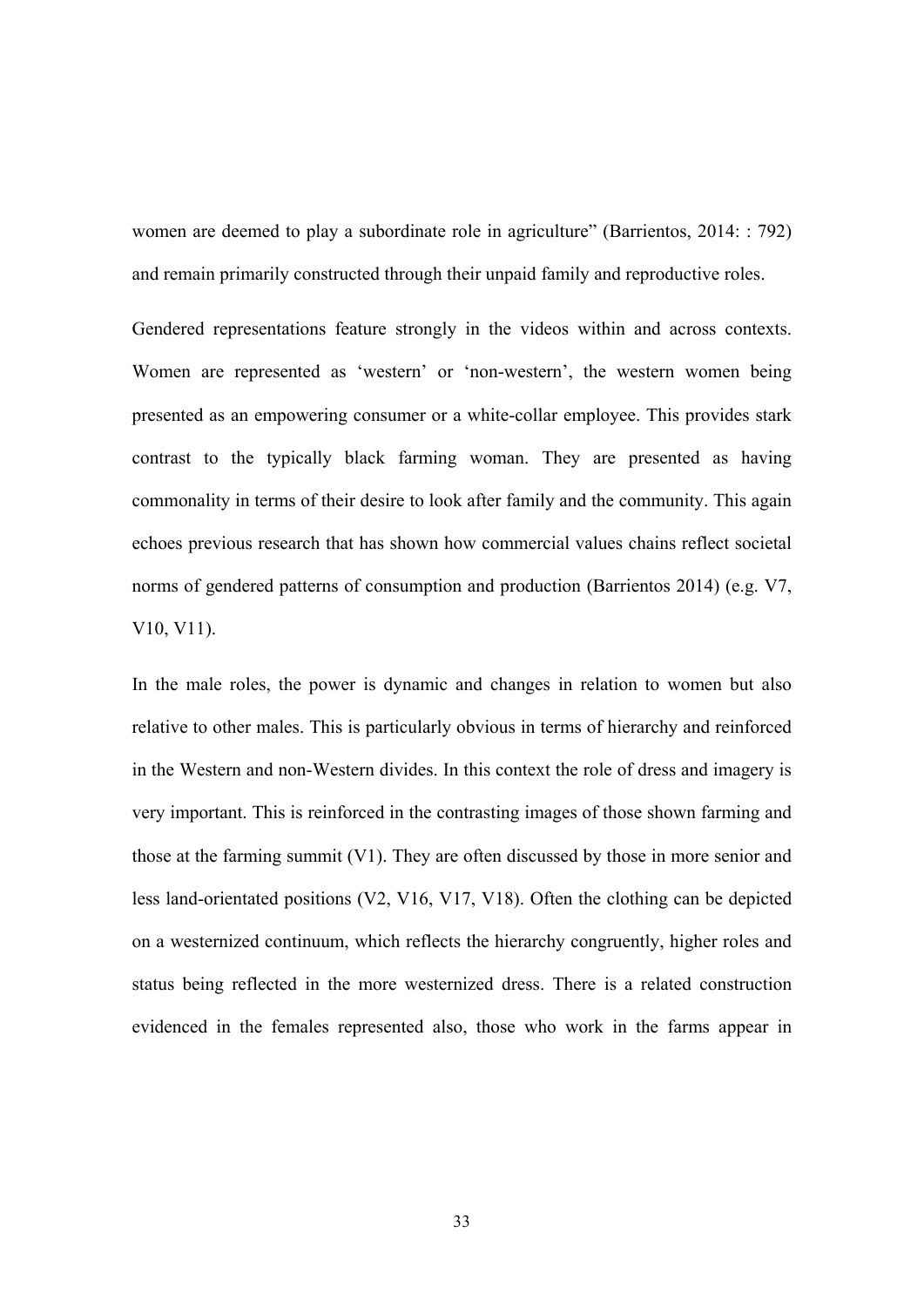women are deemed to play a subordinate role in agriculture" (Barrientos, 2014: : 792) and remain primarily constructed through their unpaid family and reproductive roles.

Gendered representations feature strongly in the videos within and across contexts. Women are represented as 'western' or 'non-western', the western women being presented as an empowering consumer or a white-collar employee. This provides stark contrast to the typically black farming woman. They are presented as having commonality in terms of their desire to look after family and the community. This again echoes previous research that has shown how commercial values chains reflect societal norms of gendered patterns of consumption and production (Barrientos 2014) (e.g. V7, V10, V11).

In the male roles, the power is dynamic and changes in relation to women but also relative to other males. This is particularly obvious in terms of hierarchy and reinforced in the Western and non-Western divides. In this context the role of dress and imagery is very important. This is reinforced in the contrasting images of those shown farming and those at the farming summit (V1). They are often discussed by those in more senior and less land-orientated positions (V2, V16, V17, V18). Often the clothing can be depicted on a westernized continuum, which reflects the hierarchy congruently, higher roles and status being reflected in the more westernized dress. There is a related construction evidenced in the females represented also, those who work in the farms appear in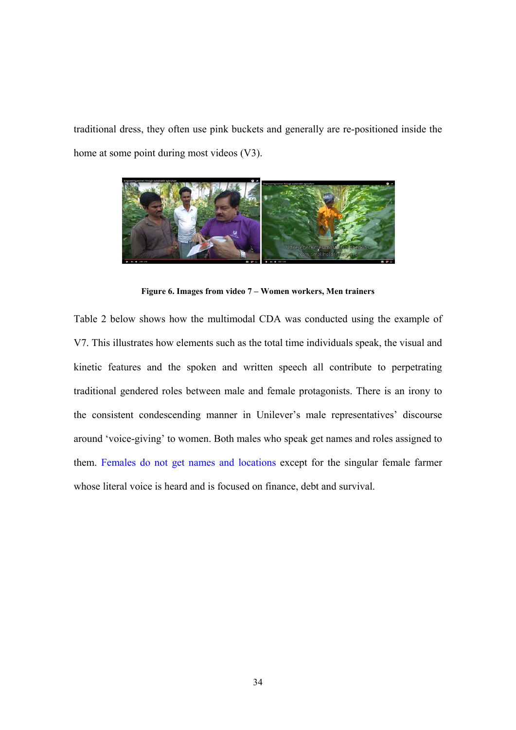traditional dress, they often use pink buckets and generally are re-positioned inside the home at some point during most videos (V3).

**Figure 6. Images from video 7 – Women workers, Men trainers**

Table 2 below shows how the multimodal CDA was conducted using the example of V7. This illustrates how elements such as the total time individuals speak, the visual and kinetic features and the spoken and written speech all contribute to perpetrating traditional gendered roles between male and female protagonists. There is an irony to the consistent condescending manner in Unilever's male representatives' discourse around 'voice-giving' to women. Both males who speak get names and roles assigned to them. Females do not get names and locations except for the singular female farmer whose literal voice is heard and is focused on finance, debt and survival.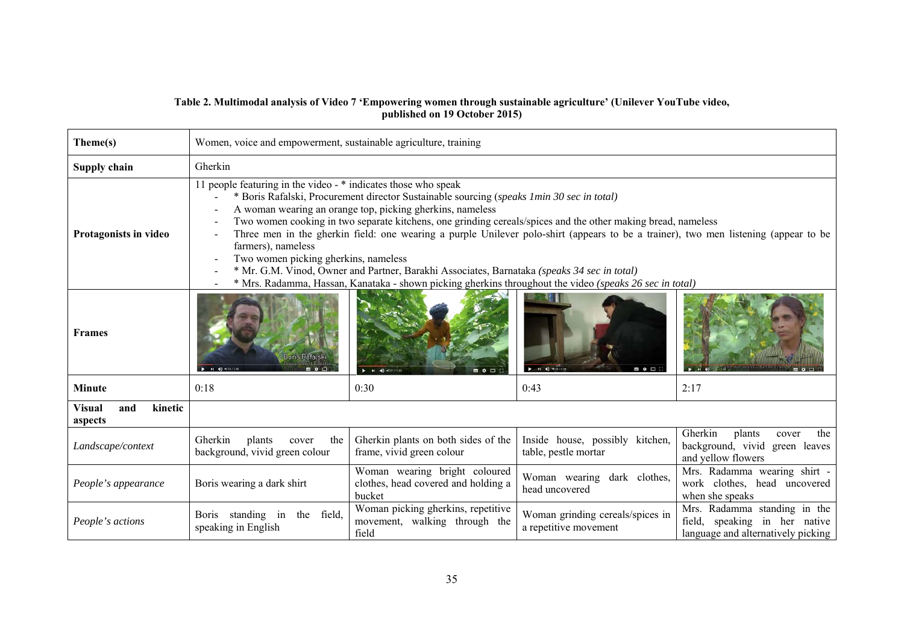**Table 2. Multimodal analysis of Video 7 'Empowering women through sustainable agriculture' (Unilever YouTube video, published on 19 October 2015)**

| **Theme(s)** | Women, voice and empowerment, sustainable agriculture, training | | | |
|---|---|---|---|---|
| **Supply chain** | Gherkin | | | |
| **Protagonists in video** | 11 people featuring in the video - * indicates those who speak<br>- * Boris Rafalski, Procurement director Sustainable sourcing (*speaks 1min 30 sec in total)*<br>- A woman wearing an orange top, picking gherkins, nameless<br>- Two women cooking in two separate kitchens, one grinding cereals/spices and the other making bread, nameless<br>- Three men in the gherkin field: one wearing a purple Unilever polo-shirt (appears to be a trainer), two men listening (appear to be farmers), nameless<br>- Two women picking gherkins, nameless<br>- * Mr. G.M. Vinod, Owner and Partner, Barakhi Associates, Barnataka *(speaks 34 sec in total)*<br>- * Mrs. Radamma, Hassan, Kanataka - shown picking gherkins throughout the video *(speaks 26 sec in total)* | | | |
| **Frames** | | | | |
| **Minute** | 0:18 | 0:30 | 0:43 | 2:17 |
| **Visual and kinetic aspects** | | | | |
| *Landscape/context* | Gherkin plants cover the background, vivid green colour | Gherkin plants on both sides of the frame, vivid green colour | Inside house, possibly kitchen, table, pestle mortar | Gherkin plants cover the background, vivid green leaves and yellow flowers |
| *People's appearance* | Boris wearing a dark shirt | Woman wearing bright coloured clothes, head covered and holding a bucket | Woman wearing dark clothes, head uncovered | Mrs. Radamma wearing shirt - work clothes, head uncovered when she speaks |
| *People's actions* | Boris standing in the field, speaking in English | Woman picking gherkins, repetitive movement, walking through the field | Woman grinding cereals/spices in a repetitive movement | Mrs. Radamma standing in the field, speaking in her native language and alternatively picking |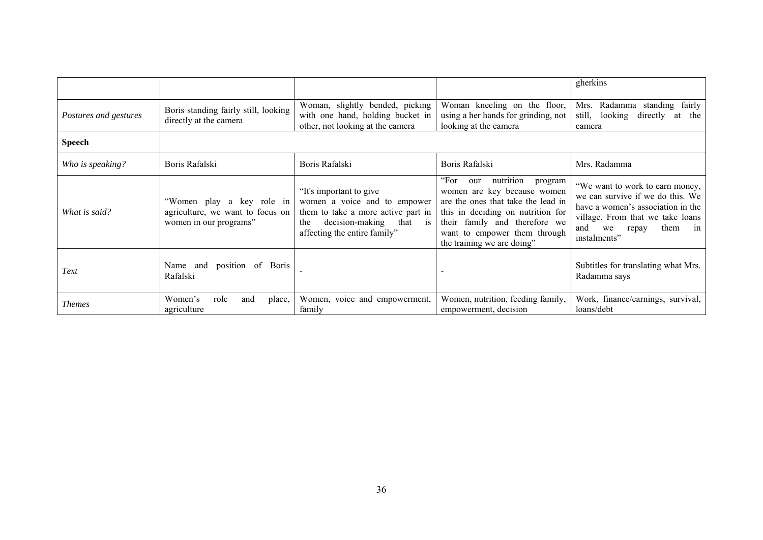| | | | | gherkins |
|---|---|---|---|---|
| *Postures and gestures* | Boris standing fairly still, looking directly at the camera | Woman, slightly bended, picking with one hand, holding bucket in other, not looking at the camera | Woman kneeling on the floor, using a her hands for grinding, not looking at the camera | Mrs. Radamma standing fairly still, looking directly at the camera |
| **Speech** | | | | |
| *Who is speaking?* | Boris Rafalski | Boris Rafalski | Boris Rafalski | Mrs. Radamma |
| *What is said?* | "Women play a key role in agriculture, we want to focus on women in our programs" | "It's important to give women a voice and to empower them to take a more active part in the decision-making that is affecting the entire family" | "For our nutrition program women are key because women are the ones that take the lead in this in deciding on nutrition for their family and therefore we want to empower them through the training we are doing" | "We want to work to earn money, we can survive if we do this. We have a women's association in the village. From that we take loans and we repay them in instalments" |
| *Text* | Name and position of Boris Rafalski | - | - | Subtitles for translating what Mrs. Radamma says |
| *Themes* | Women's role and place, agriculture | Women, voice and empowerment, family | Women, nutrition, feeding family, empowerment, decision | Work, finance/earnings, survival, loans/debt |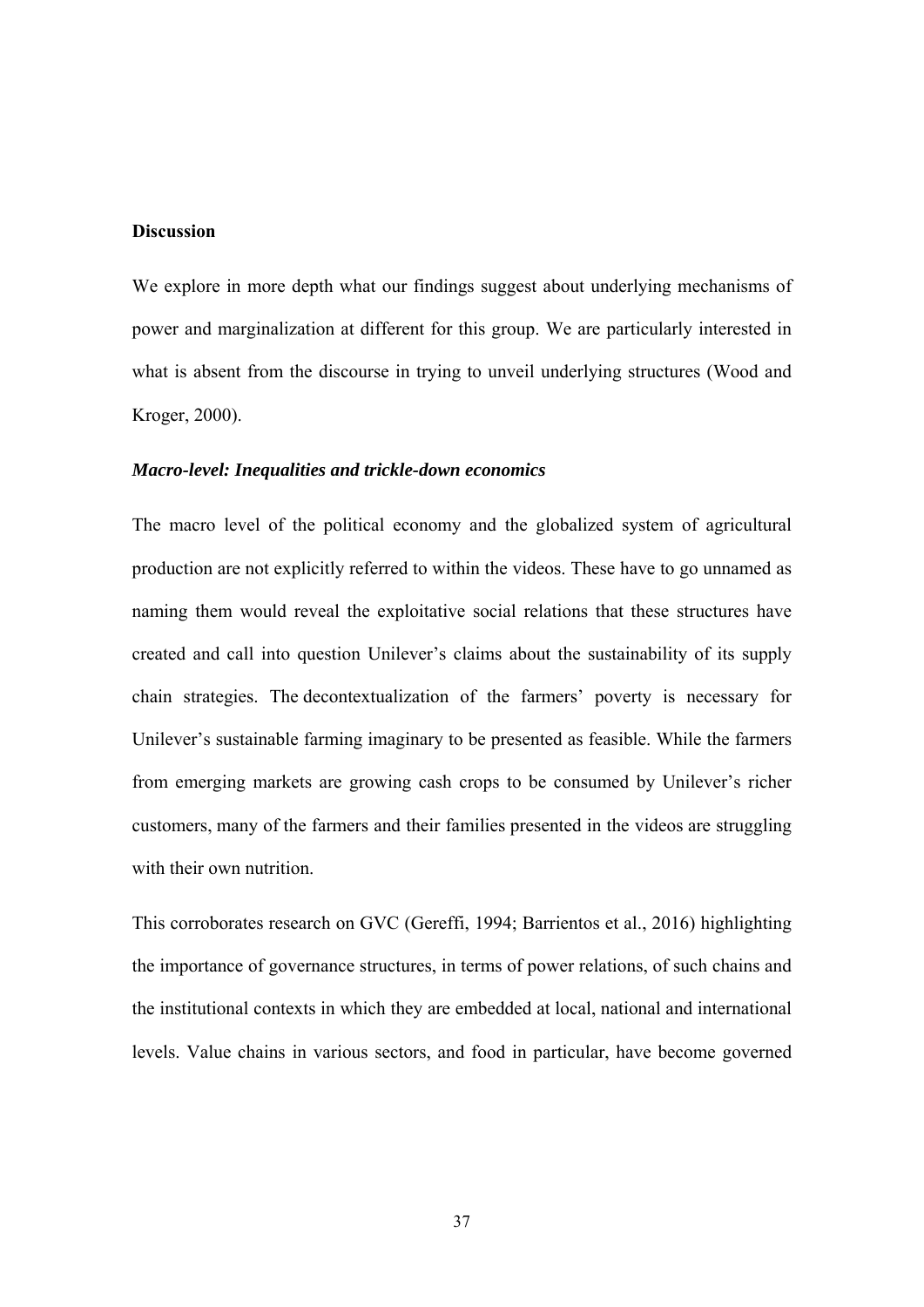**Discussion**

We explore in more depth what our findings suggest about underlying mechanisms of power and marginalization at different for this group. We are particularly interested in what is absent from the discourse in trying to unveil underlying structures (Wood and Kroger, 2000).

***Macro-level: Inequalities and trickle-down economics***

The macro level of the political economy and the globalized system of agricultural production are not explicitly referred to within the videos. These have to go unnamed as naming them would reveal the exploitative social relations that these structures have created and call into question Unilever's claims about the sustainability of its supply chain strategies. The decontextualization of the farmers' poverty is necessary for Unilever's sustainable farming imaginary to be presented as feasible. While the farmers from emerging markets are growing cash crops to be consumed by Unilever's richer customers, many of the farmers and their families presented in the videos are struggling with their own nutrition.

This corroborates research on GVC (Gereffi, 1994; Barrientos et al., 2016) highlighting the importance of governance structures, in terms of power relations, of such chains and the institutional contexts in which they are embedded at local, national and international levels. Value chains in various sectors, and food in particular, have become governed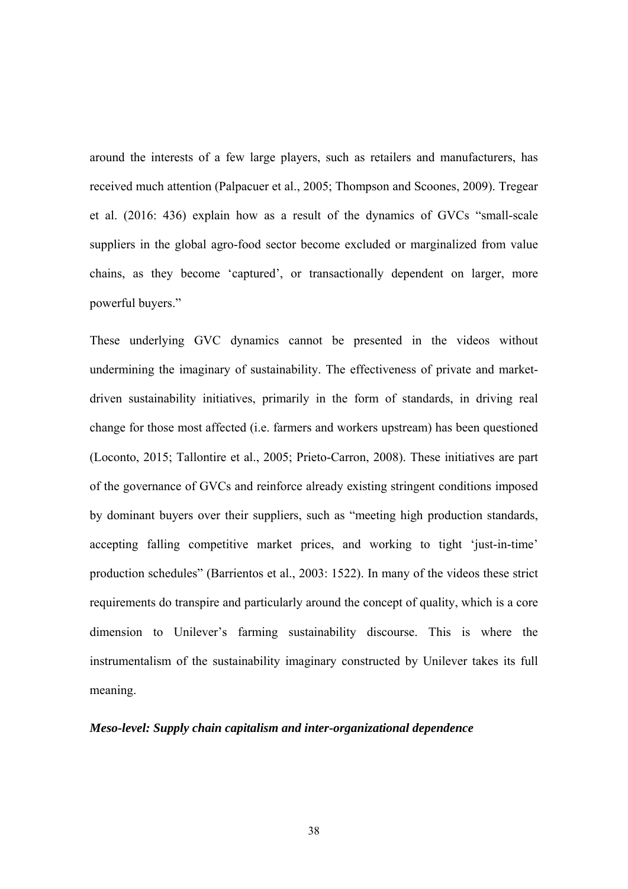around the interests of a few large players, such as retailers and manufacturers, has received much attention (Palpacuer et al., 2005; Thompson and Scoones, 2009). Tregear et al. (2016: 436) explain how as a result of the dynamics of GVCs "small-scale suppliers in the global agro-food sector become excluded or marginalized from value chains, as they become 'captured', or transactionally dependent on larger, more powerful buyers."

These underlying GVC dynamics cannot be presented in the videos without undermining the imaginary of sustainability. The effectiveness of private and market-driven sustainability initiatives, primarily in the form of standards, in driving real change for those most affected (i.e. farmers and workers upstream) has been questioned (Loconto, 2015; Tallontire et al., 2005; Prieto-Carron, 2008). These initiatives are part of the governance of GVCs and reinforce already existing stringent conditions imposed by dominant buyers over their suppliers, such as "meeting high production standards, accepting falling competitive market prices, and working to tight 'just-in-time' production schedules" (Barrientos et al., 2003: 1522). In many of the videos these strict requirements do transpire and particularly around the concept of quality, which is a core dimension to Unilever's farming sustainability discourse. This is where the instrumentalism of the sustainability imaginary constructed by Unilever takes its full meaning.

***Meso-level: Supply chain capitalism and inter-organizational dependence***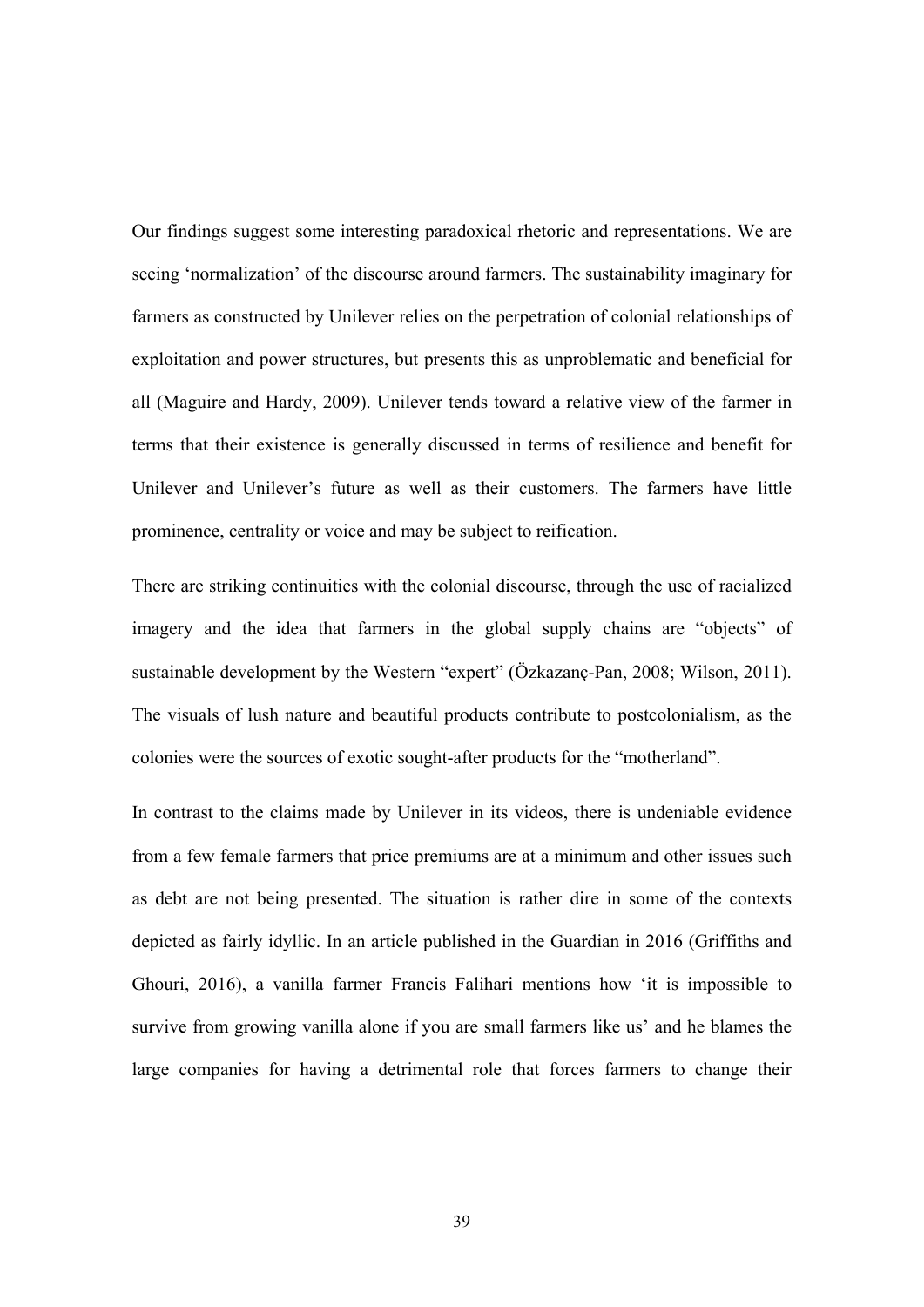Our findings suggest some interesting paradoxical rhetoric and representations. We are seeing 'normalization' of the discourse around farmers. The sustainability imaginary for farmers as constructed by Unilever relies on the perpetration of colonial relationships of exploitation and power structures, but presents this as unproblematic and beneficial for all (Maguire and Hardy, 2009). Unilever tends toward a relative view of the farmer in terms that their existence is generally discussed in terms of resilience and benefit for Unilever and Unilever's future as well as their customers. The farmers have little prominence, centrality or voice and may be subject to reification.

There are striking continuities with the colonial discourse, through the use of racialized imagery and the idea that farmers in the global supply chains are "objects" of sustainable development by the Western "expert" (Özkazanç-Pan, 2008; Wilson, 2011). The visuals of lush nature and beautiful products contribute to postcolonialism, as the colonies were the sources of exotic sought-after products for the "motherland".

In contrast to the claims made by Unilever in its videos, there is undeniable evidence from a few female farmers that price premiums are at a minimum and other issues such as debt are not being presented. The situation is rather dire in some of the contexts depicted as fairly idyllic. In an article published in the Guardian in 2016 (Griffiths and Ghouri, 2016), a vanilla farmer Francis Falihari mentions how 'it is impossible to survive from growing vanilla alone if you are small farmers like us' and he blames the large companies for having a detrimental role that forces farmers to change their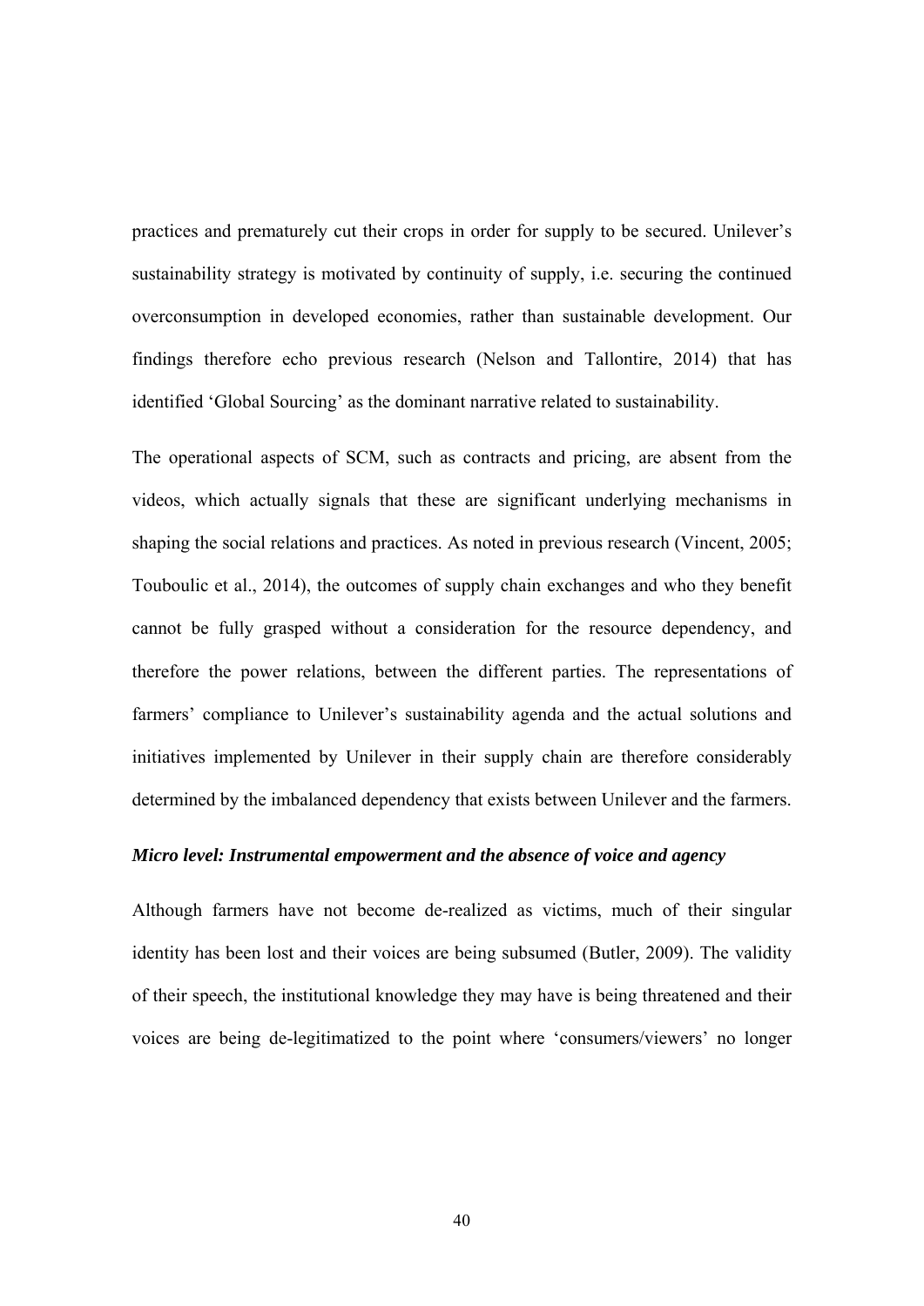practices and prematurely cut their crops in order for supply to be secured. Unilever's sustainability strategy is motivated by continuity of supply, i.e. securing the continued overconsumption in developed economies, rather than sustainable development. Our findings therefore echo previous research (Nelson and Tallontire, 2014) that has identified 'Global Sourcing' as the dominant narrative related to sustainability.

The operational aspects of SCM, such as contracts and pricing, are absent from the videos, which actually signals that these are significant underlying mechanisms in shaping the social relations and practices. As noted in previous research (Vincent, 2005; Touboulic et al., 2014), the outcomes of supply chain exchanges and who they benefit cannot be fully grasped without a consideration for the resource dependency, and therefore the power relations, between the different parties. The representations of farmers' compliance to Unilever's sustainability agenda and the actual solutions and initiatives implemented by Unilever in their supply chain are therefore considerably determined by the imbalanced dependency that exists between Unilever and the farmers.

### *Micro level: Instrumental empowerment and the absence of voice and agency*

Although farmers have not become de-realized as victims, much of their singular identity has been lost and their voices are being subsumed (Butler, 2009). The validity of their speech, the institutional knowledge they may have is being threatened and their voices are being de-legitimatized to the point where 'consumers/viewers' no longer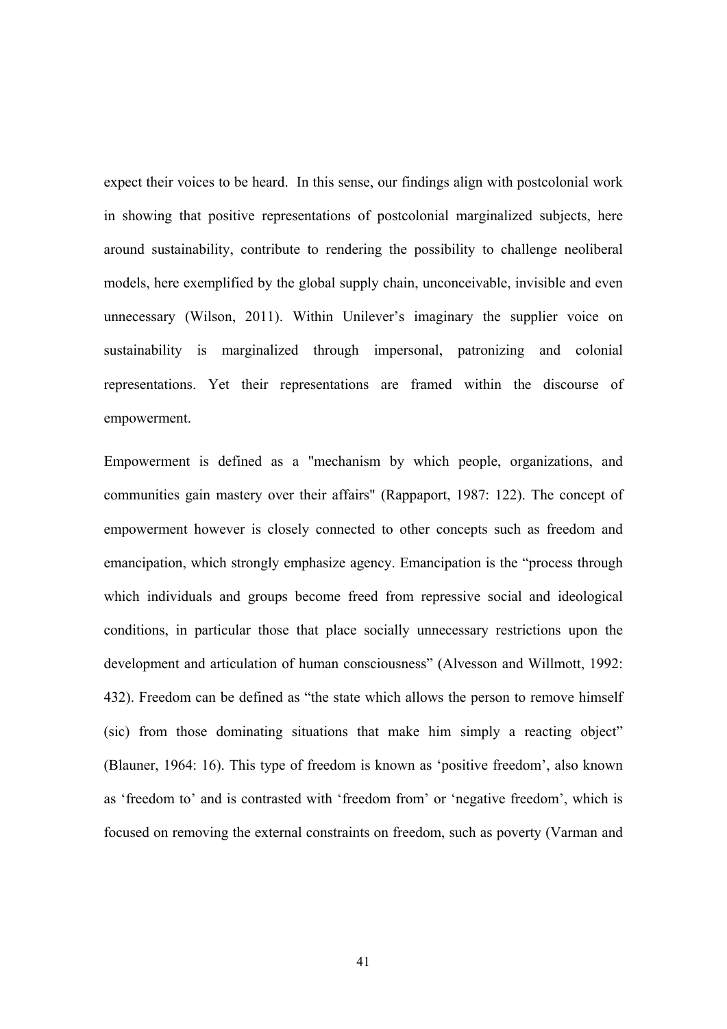expect their voices to be heard. In this sense, our findings align with postcolonial work in showing that positive representations of postcolonial marginalized subjects, here around sustainability, contribute to rendering the possibility to challenge neoliberal models, here exemplified by the global supply chain, unconceivable, invisible and even unnecessary (Wilson, 2011). Within Unilever's imaginary the supplier voice on sustainability is marginalized through impersonal, patronizing and colonial representations. Yet their representations are framed within the discourse of empowerment.

Empowerment is defined as a "mechanism by which people, organizations, and communities gain mastery over their affairs" (Rappaport, 1987: 122). The concept of empowerment however is closely connected to other concepts such as freedom and emancipation, which strongly emphasize agency. Emancipation is the "process through which individuals and groups become freed from repressive social and ideological conditions, in particular those that place socially unnecessary restrictions upon the development and articulation of human consciousness" (Alvesson and Willmott, 1992: 432). Freedom can be defined as "the state which allows the person to remove himself (sic) from those dominating situations that make him simply a reacting object" (Blauner, 1964: 16). This type of freedom is known as 'positive freedom', also known as 'freedom to' and is contrasted with 'freedom from' or 'negative freedom', which is focused on removing the external constraints on freedom, such as poverty (Varman and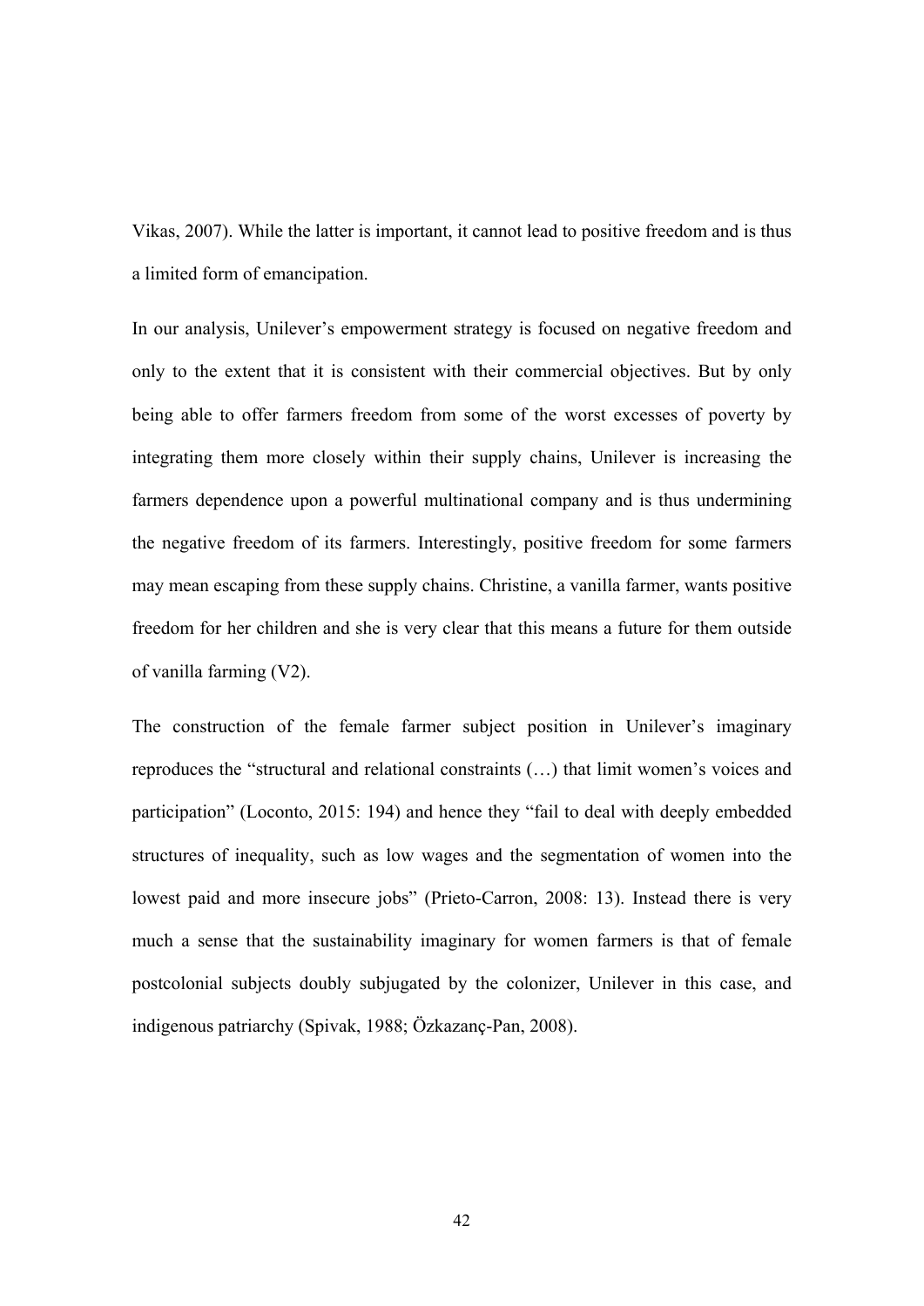Vikas, 2007). While the latter is important, it cannot lead to positive freedom and is thus a limited form of emancipation.

In our analysis, Unilever's empowerment strategy is focused on negative freedom and only to the extent that it is consistent with their commercial objectives. But by only being able to offer farmers freedom from some of the worst excesses of poverty by integrating them more closely within their supply chains, Unilever is increasing the farmers dependence upon a powerful multinational company and is thus undermining the negative freedom of its farmers. Interestingly, positive freedom for some farmers may mean escaping from these supply chains. Christine, a vanilla farmer, wants positive freedom for her children and she is very clear that this means a future for them outside of vanilla farming (V2).

The construction of the female farmer subject position in Unilever's imaginary reproduces the "structural and relational constraints (…) that limit women's voices and participation" (Loconto, 2015: 194) and hence they "fail to deal with deeply embedded structures of inequality, such as low wages and the segmentation of women into the lowest paid and more insecure jobs" (Prieto-Carron, 2008: 13). Instead there is very much a sense that the sustainability imaginary for women farmers is that of female postcolonial subjects doubly subjugated by the colonizer, Unilever in this case, and indigenous patriarchy (Spivak, 1988; Özkazanç-Pan, 2008).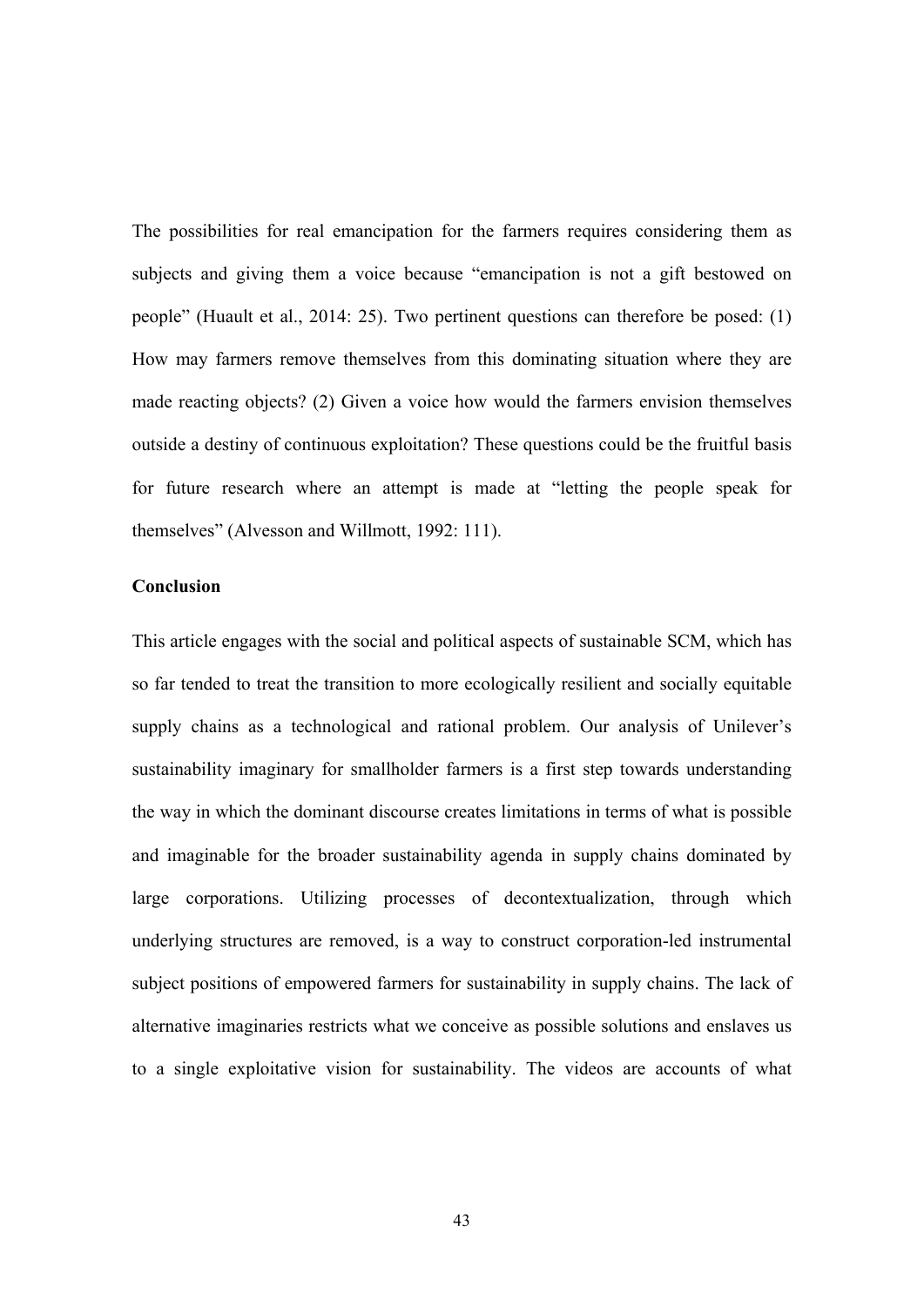The possibilities for real emancipation for the farmers requires considering them as subjects and giving them a voice because "emancipation is not a gift bestowed on people" (Huault et al., 2014: 25). Two pertinent questions can therefore be posed: (1) How may farmers remove themselves from this dominating situation where they are made reacting objects? (2) Given a voice how would the farmers envision themselves outside a destiny of continuous exploitation? These questions could be the fruitful basis for future research where an attempt is made at "letting the people speak for themselves" (Alvesson and Willmott, 1992: 111).

## Conclusion

This article engages with the social and political aspects of sustainable SCM, which has so far tended to treat the transition to more ecologically resilient and socially equitable supply chains as a technological and rational problem. Our analysis of Unilever's sustainability imaginary for smallholder farmers is a first step towards understanding the way in which the dominant discourse creates limitations in terms of what is possible and imaginable for the broader sustainability agenda in supply chains dominated by large corporations. Utilizing processes of decontextualization, through which underlying structures are removed, is a way to construct corporation-led instrumental subject positions of empowered farmers for sustainability in supply chains. The lack of alternative imaginaries restricts what we conceive as possible solutions and enslaves us to a single exploitative vision for sustainability. The videos are accounts of what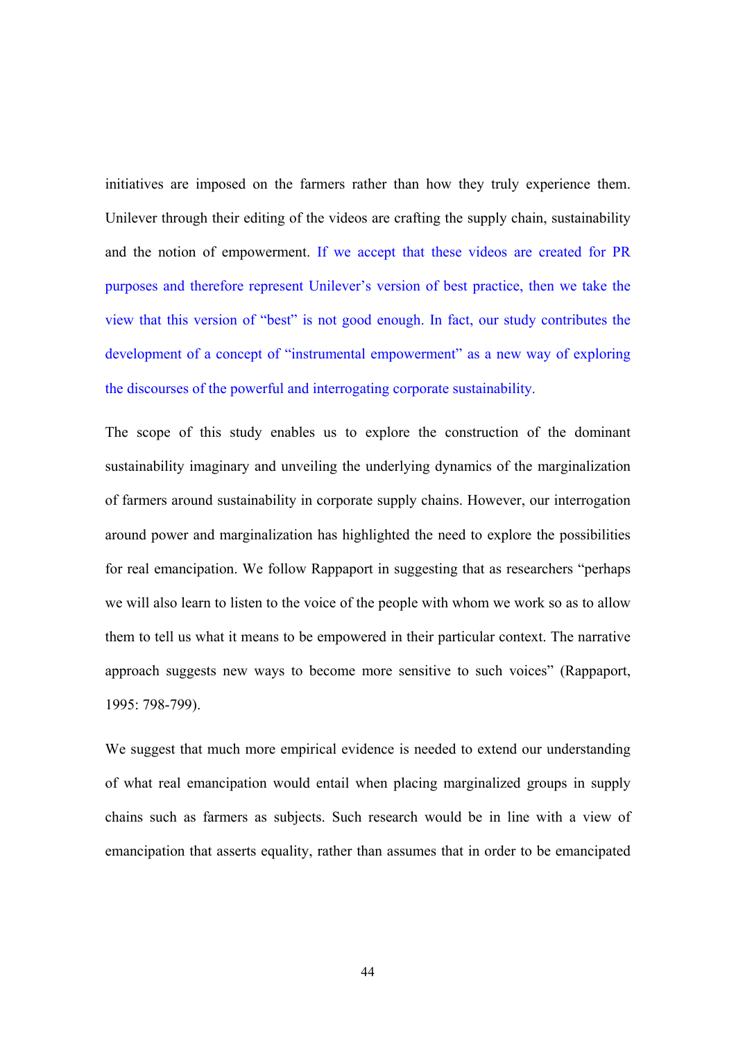initiatives are imposed on the farmers rather than how they truly experience them. Unilever through their editing of the videos are crafting the supply chain, sustainability and the notion of empowerment. If we accept that these videos are created for PR purposes and therefore represent Unilever's version of best practice, then we take the view that this version of "best" is not good enough. In fact, our study contributes the development of a concept of "instrumental empowerment" as a new way of exploring the discourses of the powerful and interrogating corporate sustainability.

The scope of this study enables us to explore the construction of the dominant sustainability imaginary and unveiling the underlying dynamics of the marginalization of farmers around sustainability in corporate supply chains. However, our interrogation around power and marginalization has highlighted the need to explore the possibilities for real emancipation. We follow Rappaport in suggesting that as researchers "perhaps we will also learn to listen to the voice of the people with whom we work so as to allow them to tell us what it means to be empowered in their particular context. The narrative approach suggests new ways to become more sensitive to such voices" (Rappaport, 1995: 798-799).

We suggest that much more empirical evidence is needed to extend our understanding of what real emancipation would entail when placing marginalized groups in supply chains such as farmers as subjects. Such research would be in line with a view of emancipation that asserts equality, rather than assumes that in order to be emancipated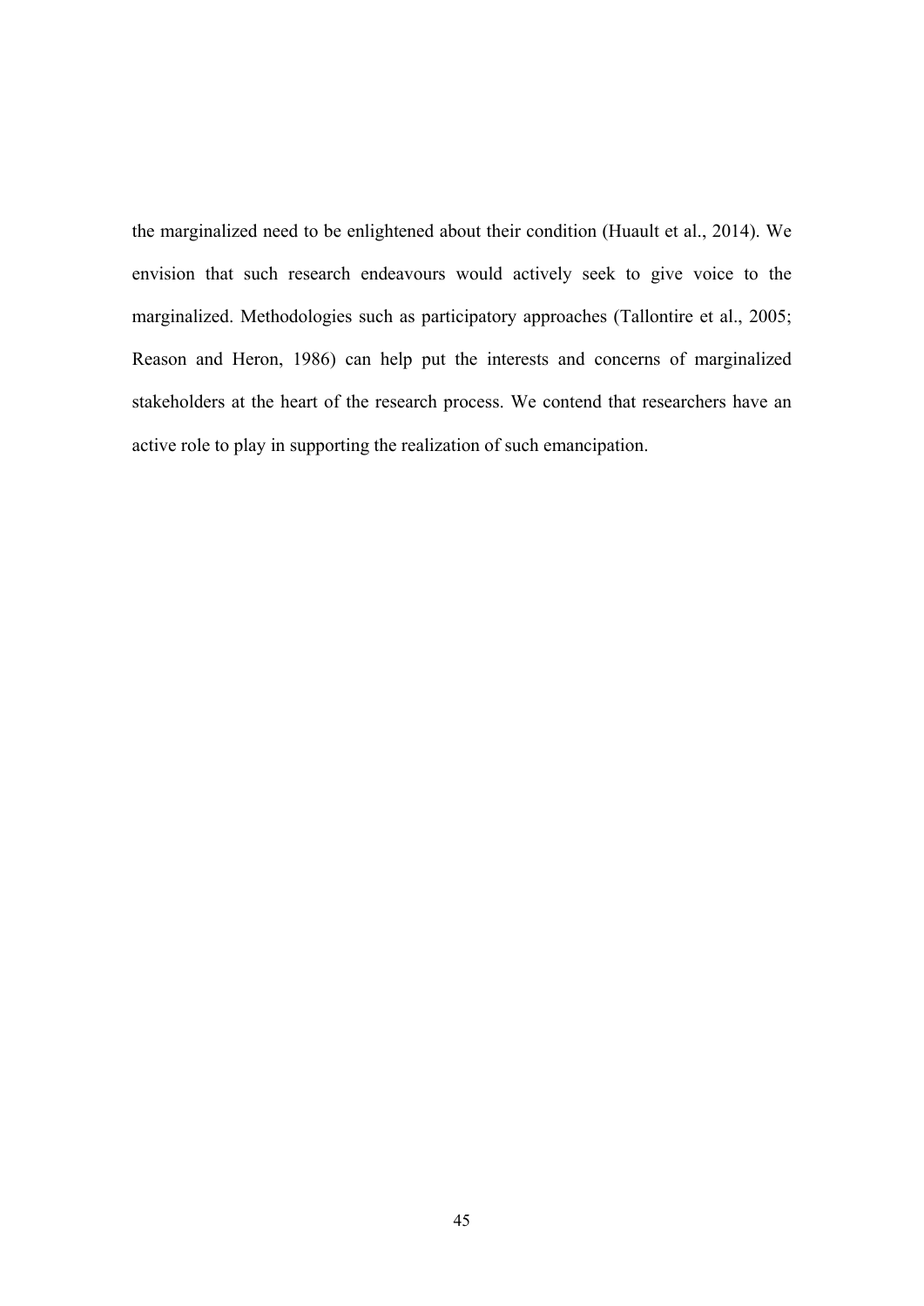the marginalized need to be enlightened about their condition (Huault et al., 2014). We envision that such research endeavours would actively seek to give voice to the marginalized. Methodologies such as participatory approaches (Tallontire et al., 2005; Reason and Heron, 1986) can help put the interests and concerns of marginalized stakeholders at the heart of the research process. We contend that researchers have an active role to play in supporting the realization of such emancipation.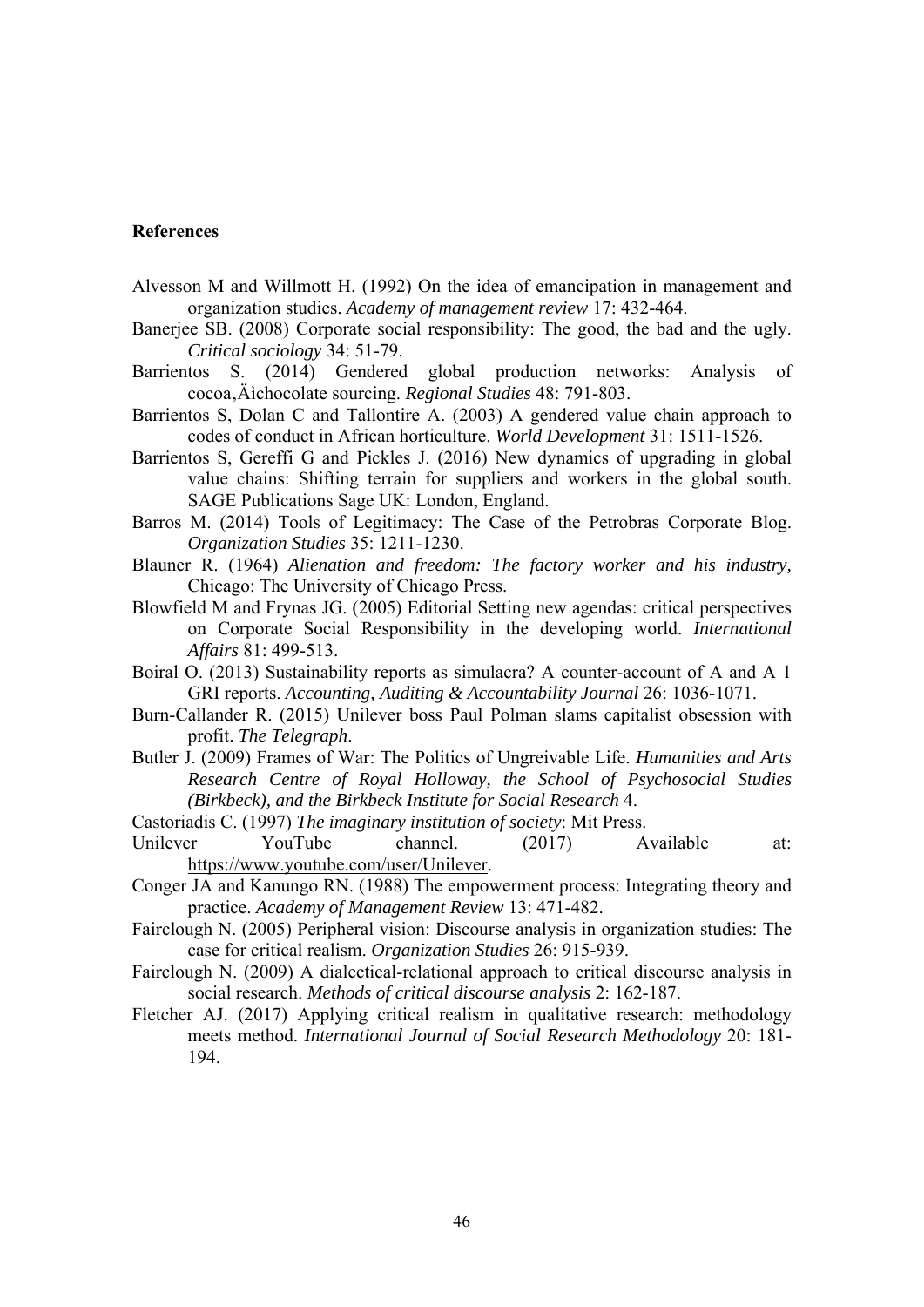**References**

Alvesson M and Willmott H. (1992) On the idea of emancipation in management and organization studies. *Academy of management review* 17: 432-464.

Banerjee SB. (2008) Corporate social responsibility: The good, the bad and the ugly. *Critical sociology* 34: 51-79.

Barrientos S. (2014) Gendered global production networks: Analysis of cocoa‚Äìchocolate sourcing. *Regional Studies* 48: 791-803.

Barrientos S, Dolan C and Tallontire A. (2003) A gendered value chain approach to codes of conduct in African horticulture. *World Development* 31: 1511-1526.

Barrientos S, Gereffi G and Pickles J. (2016) New dynamics of upgrading in global value chains: Shifting terrain for suppliers and workers in the global south. SAGE Publications Sage UK: London, England.

Barros M. (2014) Tools of Legitimacy: The Case of the Petrobras Corporate Blog. *Organization Studies* 35: 1211-1230.

Blauner R. (1964) *Alienation and freedom: The factory worker and his industry*, Chicago: The University of Chicago Press.

Blowfield M and Frynas JG. (2005) Editorial Setting new agendas: critical perspectives on Corporate Social Responsibility in the developing world. *International Affairs* 81: 499-513.

Boiral O. (2013) Sustainability reports as simulacra? A counter-account of A and A 1 GRI reports. *Accounting, Auditing & Accountability Journal* 26: 1036-1071.

Burn-Callander R. (2015) Unilever boss Paul Polman slams capitalist obsession with profit. *The Telegraph*.

Butler J. (2009) Frames of War: The Politics of Ungreivable Life. *Humanities and Arts Research Centre of Royal Holloway, the School of Psychosocial Studies (Birkbeck), and the Birkbeck Institute for Social Research* 4.

Castoriadis C. (1997) *The imaginary institution of society*: Mit Press.

Unilever YouTube channel. (2017) Available at: https://www.youtube.com/user/Unilever.

Conger JA and Kanungo RN. (1988) The empowerment process: Integrating theory and practice. *Academy of Management Review* 13: 471-482.

Fairclough N. (2005) Peripheral vision: Discourse analysis in organization studies: The case for critical realism. *Organization Studies* 26: 915-939.

Fairclough N. (2009) A dialectical-relational approach to critical discourse analysis in social research. *Methods of critical discourse analysis* 2: 162-187.

Fletcher AJ. (2017) Applying critical realism in qualitative research: methodology meets method. *International Journal of Social Research Methodology* 20: 181-194.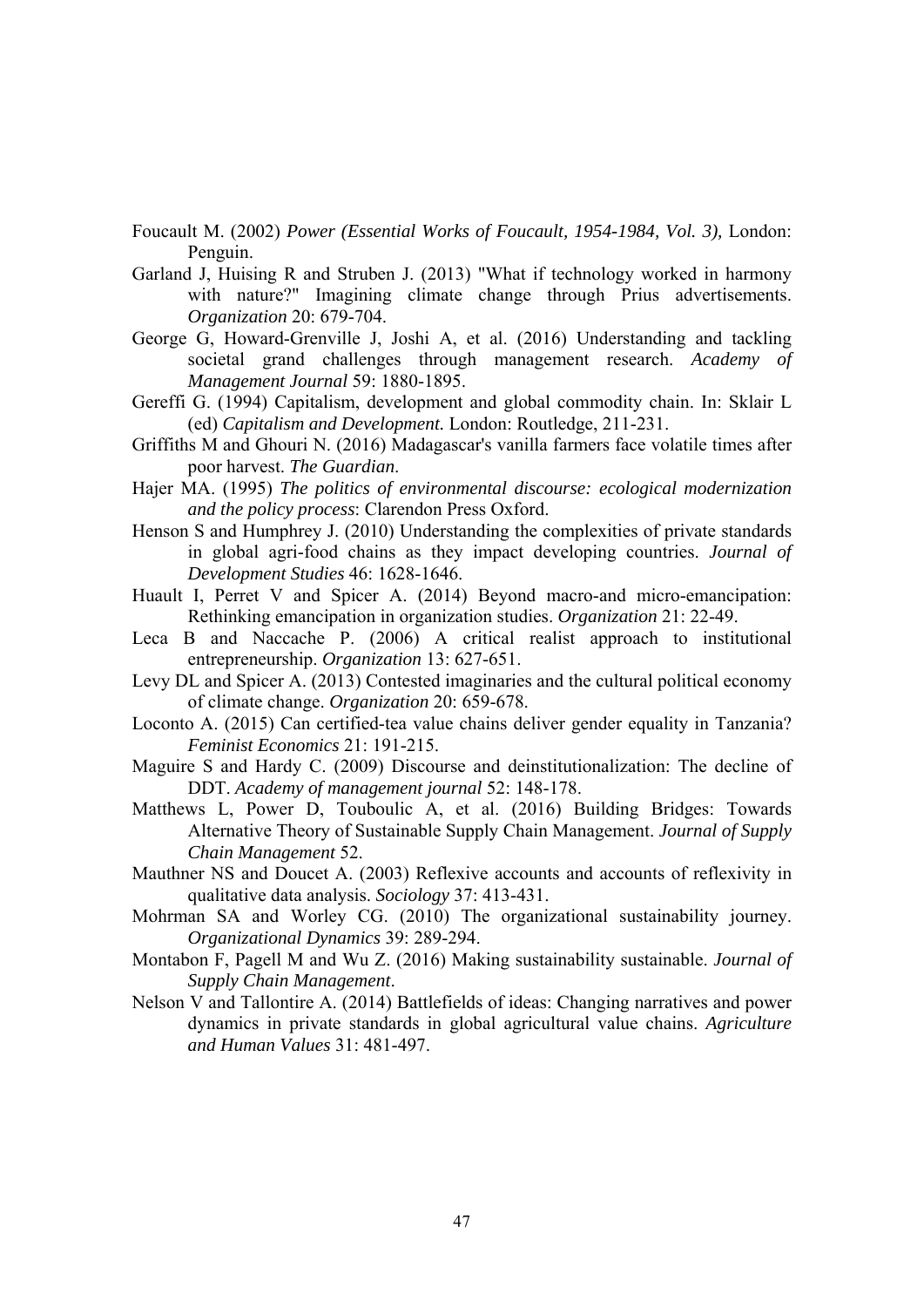Foucault M. (2002) *Power (Essential Works of Foucault, 1954-1984, Vol. 3),* London: Penguin.

Garland J, Huising R and Struben J. (2013) "What if technology worked in harmony with nature?" Imagining climate change through Prius advertisements. *Organization* 20: 679-704.

George G, Howard-Grenville J, Joshi A, et al. (2016) Understanding and tackling societal grand challenges through management research. *Academy of Management Journal* 59: 1880-1895.

Gereffi G. (1994) Capitalism, development and global commodity chain. In: Sklair L (ed) *Capitalism and Development.* London: Routledge, 211-231.

Griffiths M and Ghouri N. (2016) Madagascar's vanilla farmers face volatile times after poor harvest. *The Guardian*.

Hajer MA. (1995) *The politics of environmental discourse: ecological modernization and the policy process*: Clarendon Press Oxford.

Henson S and Humphrey J. (2010) Understanding the complexities of private standards in global agri-food chains as they impact developing countries. *Journal of Development Studies* 46: 1628-1646.

Huault I, Perret V and Spicer A. (2014) Beyond macro-and micro-emancipation: Rethinking emancipation in organization studies. *Organization* 21: 22-49.

Leca B and Naccache P. (2006) A critical realist approach to institutional entrepreneurship. *Organization* 13: 627-651.

Levy DL and Spicer A. (2013) Contested imaginaries and the cultural political economy of climate change. *Organization* 20: 659-678.

Loconto A. (2015) Can certified-tea value chains deliver gender equality in Tanzania? *Feminist Economics* 21: 191-215.

Maguire S and Hardy C. (2009) Discourse and deinstitutionalization: The decline of DDT. *Academy of management journal* 52: 148-178.

Matthews L, Power D, Touboulic A, et al. (2016) Building Bridges: Towards Alternative Theory of Sustainable Supply Chain Management. *Journal of Supply Chain Management* 52.

Mauthner NS and Doucet A. (2003) Reflexive accounts and accounts of reflexivity in qualitative data analysis. *Sociology* 37: 413-431.

Mohrman SA and Worley CG. (2010) The organizational sustainability journey. *Organizational Dynamics* 39: 289-294.

Montabon F, Pagell M and Wu Z. (2016) Making sustainability sustainable. *Journal of Supply Chain Management*.

Nelson V and Tallontire A. (2014) Battlefields of ideas: Changing narratives and power dynamics in private standards in global agricultural value chains. *Agriculture and Human Values* 31: 481-497.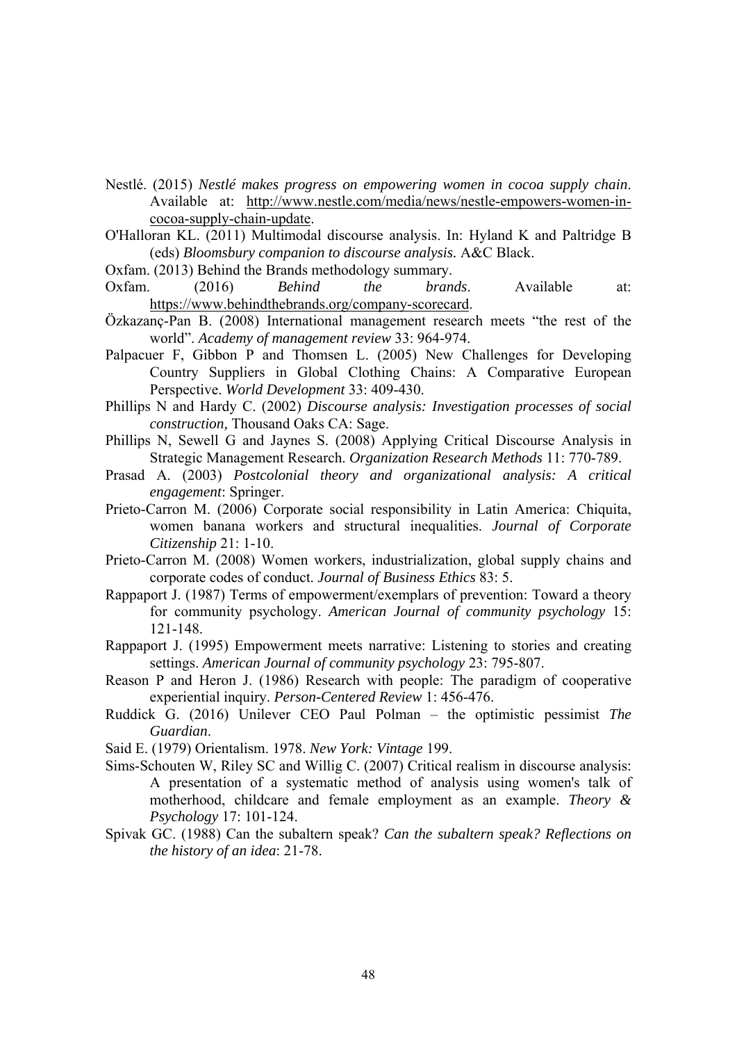Nestlé. (2015) *Nestlé makes progress on empowering women in cocoa supply chain*. Available at: http://www.nestle.com/media/news/nestle-empowers-women-in-cocoa-supply-chain-update.

O'Halloran KL. (2011) Multimodal discourse analysis. In: Hyland K and Paltridge B (eds) *Bloomsbury companion to discourse analysis.* A&C Black.

Oxfam. (2013) Behind the Brands methodology summary.

Oxfam. (2016) *Behind the brands*. Available at: https://www.behindthebrands.org/company-scorecard.

Özkazanç-Pan B. (2008) International management research meets "the rest of the world". *Academy of management review* 33: 964-974.

Palpacuer F, Gibbon P and Thomsen L. (2005) New Challenges for Developing Country Suppliers in Global Clothing Chains: A Comparative European Perspective. *World Development* 33: 409-430.

Phillips N and Hardy C. (2002) *Discourse analysis: Investigation processes of social construction*, Thousand Oaks CA: Sage.

Phillips N, Sewell G and Jaynes S. (2008) Applying Critical Discourse Analysis in Strategic Management Research. *Organization Research Methods* 11: 770-789.

Prasad A. (2003) *Postcolonial theory and organizational analysis: A critical engagement*: Springer.

Prieto-Carron M. (2006) Corporate social responsibility in Latin America: Chiquita, women banana workers and structural inequalities. *Journal of Corporate Citizenship* 21: 1-10.

Prieto-Carron M. (2008) Women workers, industrialization, global supply chains and corporate codes of conduct. *Journal of Business Ethics* 83: 5.

Rappaport J. (1987) Terms of empowerment/exemplars of prevention: Toward a theory for community psychology. *American Journal of community psychology* 15: 121-148.

Rappaport J. (1995) Empowerment meets narrative: Listening to stories and creating settings. *American Journal of community psychology* 23: 795-807.

Reason P and Heron J. (1986) Research with people: The paradigm of cooperative experiential inquiry. *Person-Centered Review* 1: 456-476.

Ruddick G. (2016) Unilever CEO Paul Polman – the optimistic pessimist *The Guardian*.

Said E. (1979) Orientalism. 1978. *New York: Vintage* 199.

Sims-Schouten W, Riley SC and Willig C. (2007) Critical realism in discourse analysis: A presentation of a systematic method of analysis using women's talk of motherhood, childcare and female employment as an example. *Theory & Psychology* 17: 101-124.

Spivak GC. (1988) Can the subaltern speak? *Can the subaltern speak? Reflections on the history of an idea*: 21-78.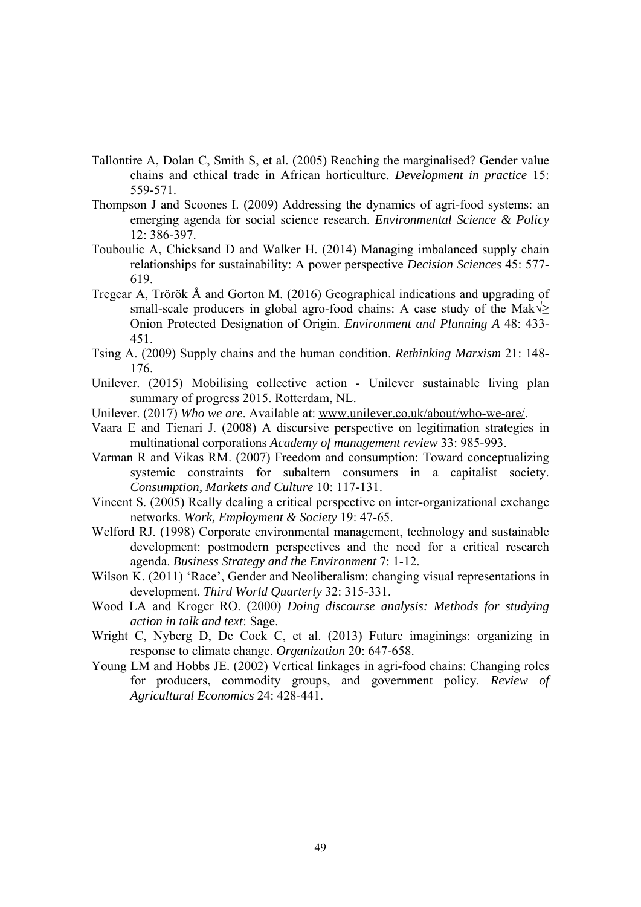Tallontire A, Dolan C, Smith S, et al. (2005) Reaching the marginalised? Gender value chains and ethical trade in African horticulture. *Development in practice* 15: 559-571.

Thompson J and Scoones I. (2009) Addressing the dynamics of agri-food systems: an emerging agenda for social science research. *Environmental Science & Policy* 12: 386-397.

Touboulic A, Chicksand D and Walker H. (2014) Managing imbalanced supply chain relationships for sustainability: A power perspective *Decision Sciences* 45: 577-619.

Tregear A, Trörök Å and Gorton M. (2016) Geographical indications and upgrading of small-scale producers in global agro-food chains: A case study of the Mak√≥ Onion Protected Designation of Origin. *Environment and Planning A* 48: 433-451.

Tsing A. (2009) Supply chains and the human condition. *Rethinking Marxism* 21: 148-176.

Unilever. (2015) Mobilising collective action - Unilever sustainable living plan summary of progress 2015. Rotterdam, NL.

Unilever. (2017) *Who we are*. Available at: www.unilever.co.uk/about/who-we-are/.

Vaara E and Tienari J. (2008) A discursive perspective on legitimation strategies in multinational corporations *Academy of management review* 33: 985-993.

Varman R and Vikas RM. (2007) Freedom and consumption: Toward conceptualizing systemic constraints for subaltern consumers in a capitalist society. *Consumption, Markets and Culture* 10: 117-131.

Vincent S. (2005) Really dealing a critical perspective on inter-organizational exchange networks. *Work, Employment & Society* 19: 47-65.

Welford RJ. (1998) Corporate environmental management, technology and sustainable development: postmodern perspectives and the need for a critical research agenda. *Business Strategy and the Environment* 7: 1-12.

Wilson K. (2011) 'Race', Gender and Neoliberalism: changing visual representations in development. *Third World Quarterly* 32: 315-331.

Wood LA and Kroger RO. (2000) *Doing discourse analysis: Methods for studying action in talk and text*: Sage.

Wright C, Nyberg D, De Cock C, et al. (2013) Future imaginings: organizing in response to climate change. *Organization* 20: 647-658.

Young LM and Hobbs JE. (2002) Vertical linkages in agri-food chains: Changing roles for producers, commodity groups, and government policy. *Review of Agricultural Economics* 24: 428-441.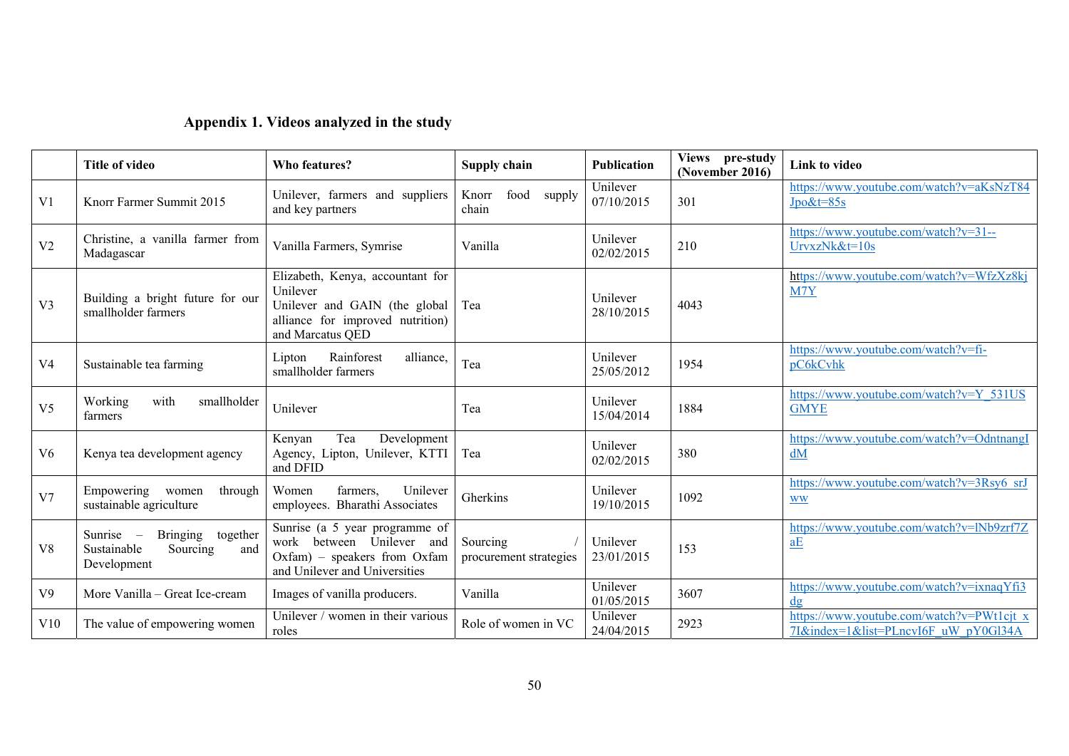## Appendix 1. Videos analyzed in the study

| | Title of video | Who features? | Supply chain | Publication | Views pre-study (November 2016) | Link to video |
|---|---|---|---|---|---|---|
| V1 | Knorr Farmer Summit 2015 | Unilever, farmers and suppliers and key partners | Knorr food supply chain | Unilever 07/10/2015 | 301 | https://www.youtube.com/watch?v=aKsNzT84Jpo&t=85s |
| V2 | Christine, a vanilla farmer from Madagascar | Vanilla Farmers, Symrise | Vanilla | Unilever 02/02/2015 | 210 | https://www.youtube.com/watch?v=31--UrvxzNk&t=10s |
| V3 | Building a bright future for our smallholder farmers | Elizabeth, Kenya, accountant for Unilever<br>Unilever and GAIN (the global alliance for improved nutrition) and Marcatus QED | Tea | Unilever 28/10/2015 | 4043 | https://www.youtube.com/watch?v=WfzXz8kjM7Y |
| V4 | Sustainable tea farming | Lipton Rainforest alliance, smallholder farmers | Tea | Unilever 25/05/2012 | 1954 | https://www.youtube.com/watch?v=fi-pC6kCvhk |
| V5 | Working with smallholder farmers | Unilever | Tea | Unilever 15/04/2014 | 1884 | https://www.youtube.com/watch?v=Y_531USGMYE |
| V6 | Kenya tea development agency | Kenyan Tea Development Agency, Lipton, Unilever, KTTI and DFID | Tea | Unilever 02/02/2015 | 380 | https://www.youtube.com/watch?v=OdntnangIdM |
| V7 | Empowering women through sustainable agriculture | Women farmers, Unilever employees. Bharathi Associates | Gherkins | Unilever 19/10/2015 | 1092 | https://www.youtube.com/watch?v=3Rsy6_srJww |
| V8 | Sunrise – Bringing together Sustainable Sourcing and Development | Sunrise (a 5 year programme of work between Unilever and Oxfam) – speakers from Oxfam and Unilever and Universities | Sourcing / procurement strategies | Unilever 23/01/2015 | 153 | https://www.youtube.com/watch?v=lNb9zrf7ZaE |
| V9 | More Vanilla – Great Ice-cream | Images of vanilla producers. | Vanilla | Unilever 01/05/2015 | 3607 | https://www.youtube.com/watch?v=ixnaqYfi3dg |
| V10 | The value of empowering women | Unilever / women in their various roles | Role of women in VC | Unilever 24/04/2015 | 2923 | https://www.youtube.com/watch?v=PWt1cjt_x7I&index=1&list=PLncvI6F_uW_pY0Gl34A |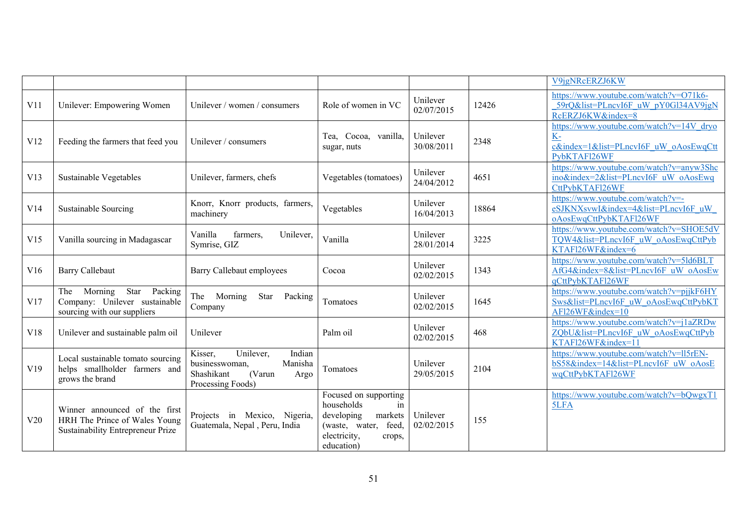| | | | | | | |
|---|---|---|---|---|---|---|
| | | | | | | V9jgNRcERZJ6KW |
| V11 | Unilever: Empowering Women | Unilever / women / consumers | Role of women in VC | Unilever 02/07/2015 | 12426 | https://www.youtube.com/watch?v=O71k6-_59rQ&list=PLncvI6F_uW_pY0Gl34AV9jgNRcERZJ6KW&index=8 |
| V12 | Feeding the farmers that feed you | Unilever / consumers | Tea, Cocoa, vanilla, sugar, nuts | Unilever 30/08/2011 | 2348 | https://www.youtube.com/watch?v=14V_dryoK-c&index=1&list=PLncvI6F_uW_oAosEwqCttPybKTAFl26WF |
| V13 | Sustainable Vegetables | Unilever, farmers, chefs | Vegetables (tomatoes) | Unilever 24/04/2012 | 4651 | https://www.youtube.com/watch?v=anyw3Shcino&index=2&list=PLncvI6F_uW_oAosEwqCttPybKTAFl26WF |
| V14 | Sustainable Sourcing | Knorr, Knorr products, farmers, machinery | Vegetables | Unilever 16/04/2013 | 18864 | https://www.youtube.com/watch?v=-eSJKNXsvwI&index=4&list=PLncvI6F_uW_oAosEwqCttPybKTAFl26WF |
| V15 | Vanilla sourcing in Madagascar | Vanilla farmers, Unilever, Symrise, GIZ | Vanilla | Unilever 28/01/2014 | 3225 | https://www.youtube.com/watch?v=SHOE5dVTQW4&list=PLncvI6F_uW_oAosEwqCttPybKTAFl26WF&index=6 |
| V16 | Barry Callebaut | Barry Callebaut employees | Cocoa | Unilever 02/02/2015 | 1343 | https://www.youtube.com/watch?v=5ld6BLTAfG4&index=8&list=PLncvI6F_uW_oAosEwqCttPybKTAFl26WF |
| V17 | The Morning Star Packing Company: Unilever sustainable sourcing with our suppliers | The Morning Star Packing Company | Tomatoes | Unilever 02/02/2015 | 1645 | https://www.youtube.com/watch?v=pjjkF6HYSws&list=PLncvI6F_uW_oAosEwqCttPybKTAFl26WF&index=10 |
| V18 | Unilever and sustainable palm oil | Unilever | Palm oil | Unilever 02/02/2015 | 468 | https://www.youtube.com/watch?v=j1aZRDwZQbU&list=PLncvI6F_uW_oAosEwqCttPybKTAFl26WF&index=11 |
| V19 | Local sustainable tomato sourcing helps smallholder farmers and grows the brand | Kisser, Unilever, Indian businesswoman, Manisha Shashikant (Varun Argo Processing Foods) | Tomatoes | Unilever 29/05/2015 | 2104 | https://www.youtube.com/watch?v=ll5rEN-bS58&index=14&list=PLncvI6F_uW_oAosEwqCttPybKTAFl26WF |
| V20 | Winner announced of the first HRH The Prince of Wales Young Sustainability Entrepreneur Prize | Projects in Mexico, Nigeria, Guatemala, Nepal , Peru, India | Focused on supporting households in developing markets (waste, water, feed, electricity, crops, education) | Unilever 02/02/2015 | 155 | https://www.youtube.com/watch?v=bQwgxT15LFA |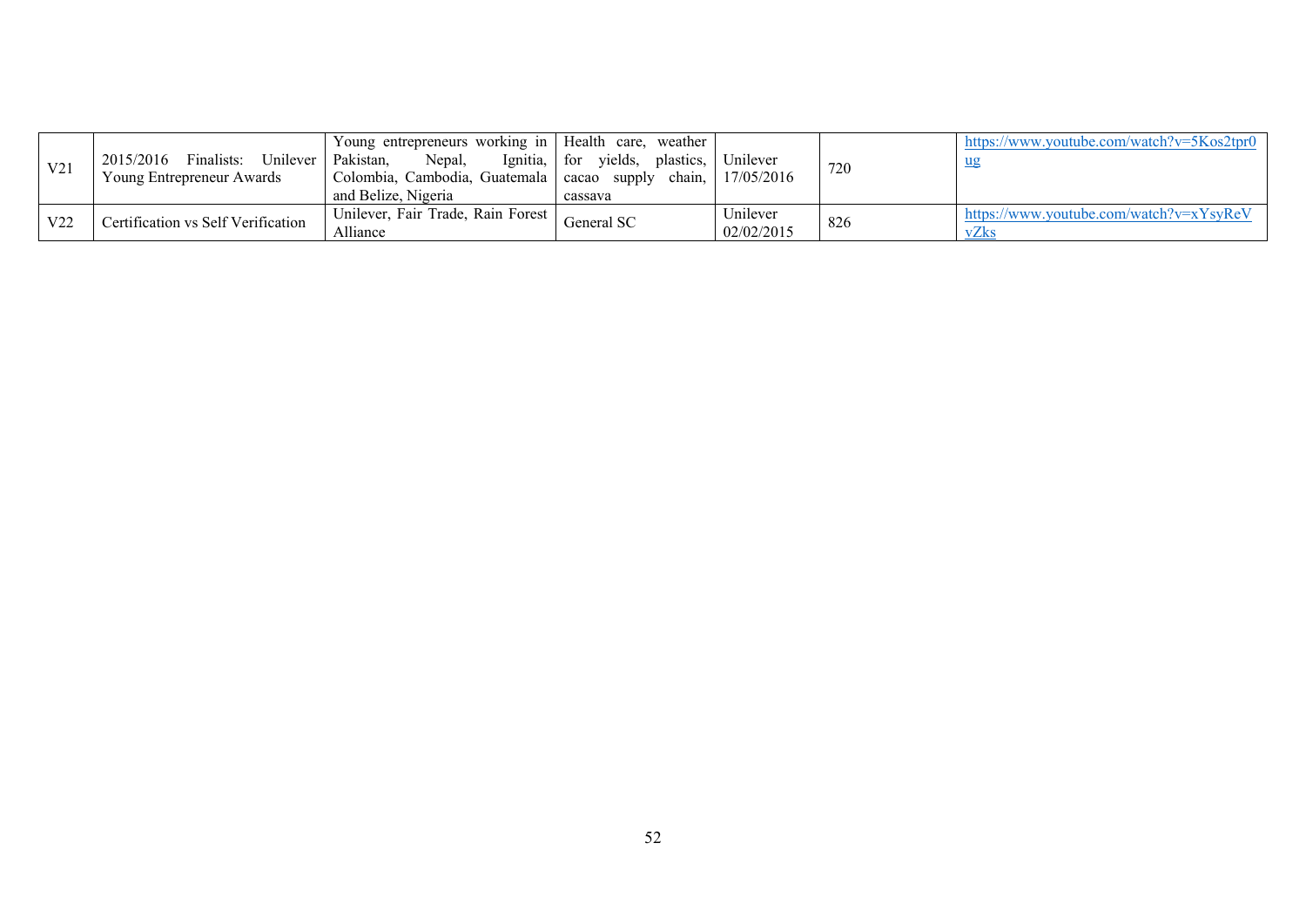| | | | | | | | |
|---|---|---|---|---|---|---|---|
| V21 | 2015/2016 Finalists: Unilever Young Entrepreneur Awards | Young entrepreneurs working in Pakistan, Nepal, Ignitia, Colombia, Cambodia, Guatemala and Belize, Nigeria | Health care, weather for yields, plastics, cacao supply chain, cassava | Unilever 17/05/2016 | 720 | | https://www.youtube.com/watch?v=5Kos2tpr0ug |
| V22 | Certification vs Self Verification | Unilever, Fair Trade, Rain Forest Alliance | General SC | Unilever 02/02/2015 | 826 | | https://www.youtube.com/watch?v=xYsyReVvZks |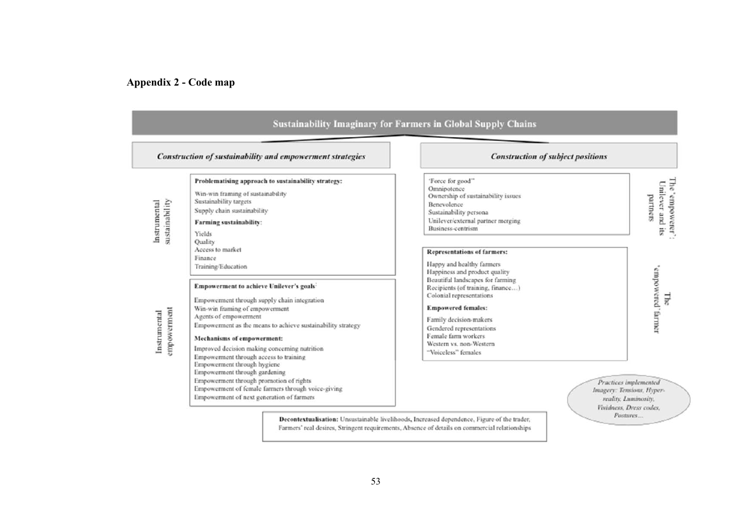## Appendix 2 - Code map

**Sustainability Imaginary for Farmers in Global Supply Chains**

***Construction of sustainability and empowerment strategies***

Instrumental sustainability

**Problematising approach to sustainability strategy:**

Win-win framing of sustainability
Sustainability targets
Supply chain sustainability

**Farming sustainability:**

Yields
Quality
Access to market
Finance
Training/Education

Instrumental empowerment

**Empowerment to achieve Unilever's goals:**

Empowerment through supply chain integration
Win-win framing of empowerment
Agents of empowerment
Empowerment as the means to achieve sustainability strategy

**Mechanisms of empowerment:**

Improved decision making concerning nutrition
Empowerment through access to training
Empowerment through hygiene
Empowerment through gardening
Empowerment through promotion of rights
Empowerment of female farmers through voice-giving
Empowerment of next generation of farmers

***Construction of subject positions***

The 'empowerer': Unilever and its partners

'Force for good"
Omnipotence
Ownership of sustainability issues
Benevolence
Sustainability persona
Unilever/external partner merging
Business-centrism

The 'empowered' farmer

**Representations of farmers:**

Happy and healthy farmers
Happiness and product quality
Beautiful landscapes for farming
Recipients (of training, finance…)
Colonial representations

**Empowered females:**

Family decision-makers
Gendered representations
Female farm workers
Western vs. non-Western
"Voiceless" females

*Practices implemented Imagery: Tensions, Hyper-reality, Luminosity, Vividness, Dress codes, Postures…*

**Decontextualisation:** Unsustainable livelihoods, Increased dependence, Figure of the trader, Farmers' real desires, Stringent requirements, Absence of details on commercial relationships